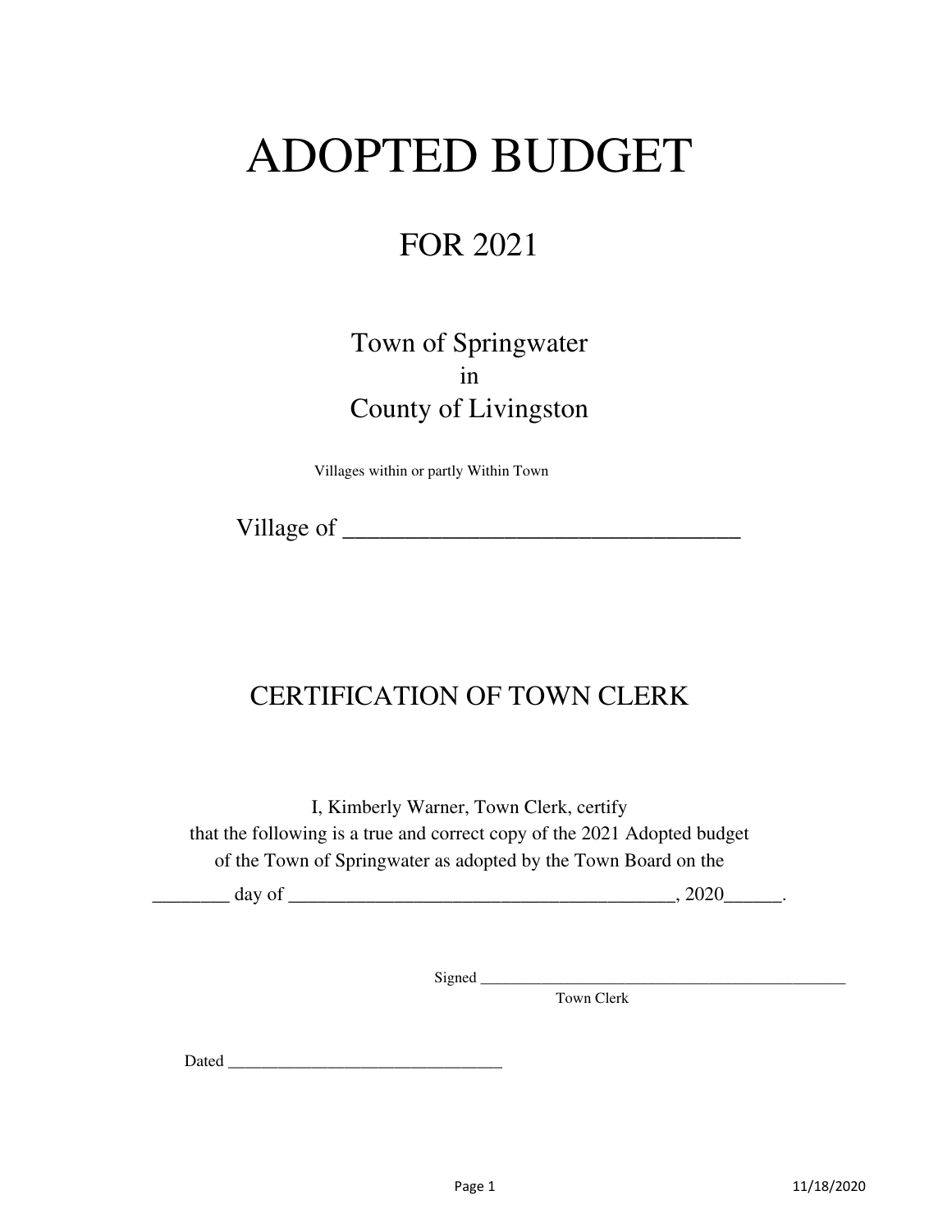# ADOPTED BUDGET

## FOR 2021

Town of Springwater
in
County of Livingston

Villages within or partly Within Town

Village of ________________________________

## CERTIFICATION OF TOWN CLERK

I, Kimberly Warner, Town Clerk, certify
that the following is a true and correct copy of the 2021 Adopted budget
of the Town of Springwater as adopted by the Town Board on the

________ day of ________________________________________, 2020______.

Signed ______________________________________________
Town Clerk

Dated ________________________________

11/18/2020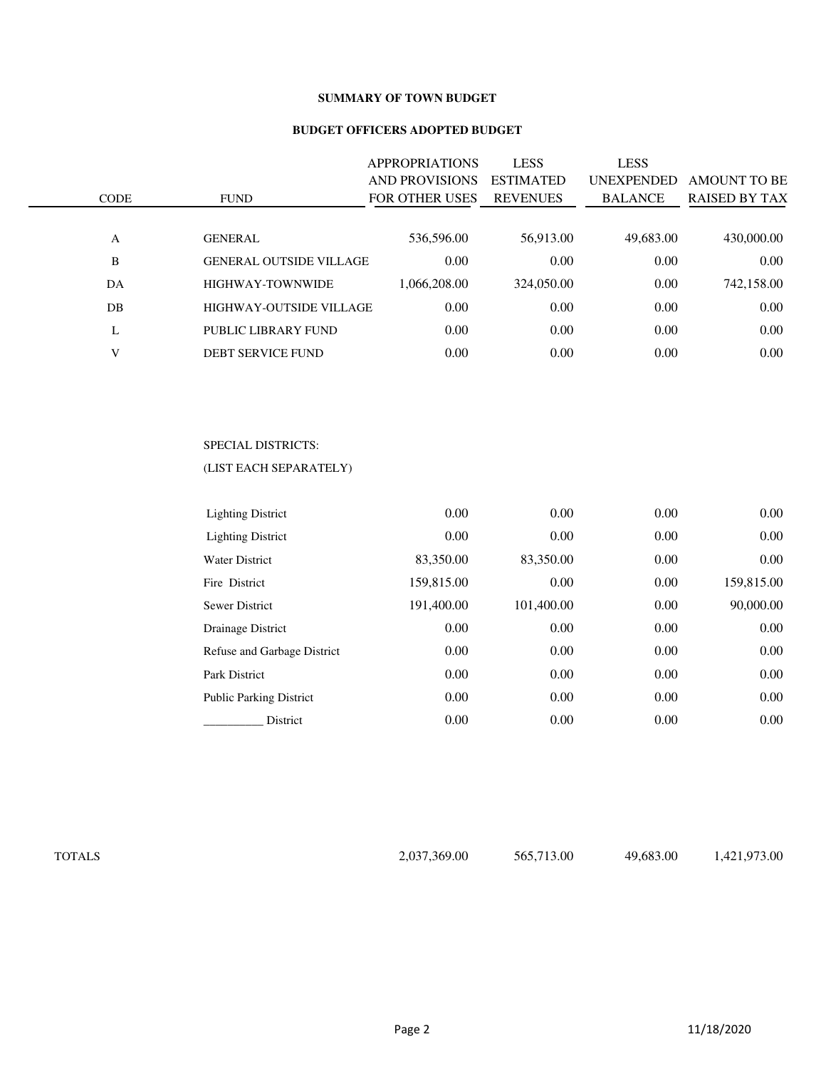**SUMMARY OF TOWN BUDGET**

**BUDGET OFFICERS ADOPTED BUDGET**

| CODE | FUND | APPROPRIATIONS AND PROVISIONS FOR OTHER USES | LESS ESTIMATED REVENUES | LESS UNEXPENDED BALANCE | AMOUNT TO BE RAISED BY TAX |
|---|---|---|---|---|---|
| A | GENERAL | 536,596.00 | 56,913.00 | 49,683.00 | 430,000.00 |
| B | GENERAL OUTSIDE VILLAGE | 0.00 | 0.00 | 0.00 | 0.00 |
| DA | HIGHWAY-TOWNWIDE | 1,066,208.00 | 324,050.00 | 0.00 | 742,158.00 |
| DB | HIGHWAY-OUTSIDE VILLAGE | 0.00 | 0.00 | 0.00 | 0.00 |
| L | PUBLIC LIBRARY FUND | 0.00 | 0.00 | 0.00 | 0.00 |
| V | DEBT SERVICE FUND | 0.00 | 0.00 | 0.00 | 0.00 |
| | SPECIAL DISTRICTS: (LIST EACH SEPARATELY) | | | | |
| | Lighting District | 0.00 | 0.00 | 0.00 | 0.00 |
| | Lighting District | 0.00 | 0.00 | 0.00 | 0.00 |
| | Water District | 83,350.00 | 83,350.00 | 0.00 | 0.00 |
| | Fire District | 159,815.00 | 0.00 | 0.00 | 159,815.00 |
| | Sewer District | 191,400.00 | 101,400.00 | 0.00 | 90,000.00 |
| | Drainage District | 0.00 | 0.00 | 0.00 | 0.00 |
| | Refuse and Garbage District | 0.00 | 0.00 | 0.00 | 0.00 |
| | Park District | 0.00 | 0.00 | 0.00 | 0.00 |
| | Public Parking District | 0.00 | 0.00 | 0.00 | 0.00 |
| | __________ District | 0.00 | 0.00 | 0.00 | 0.00 |
| TOTALS | | 2,037,369.00 | 565,713.00 | 49,683.00 | 1,421,973.00 |

11/18/2020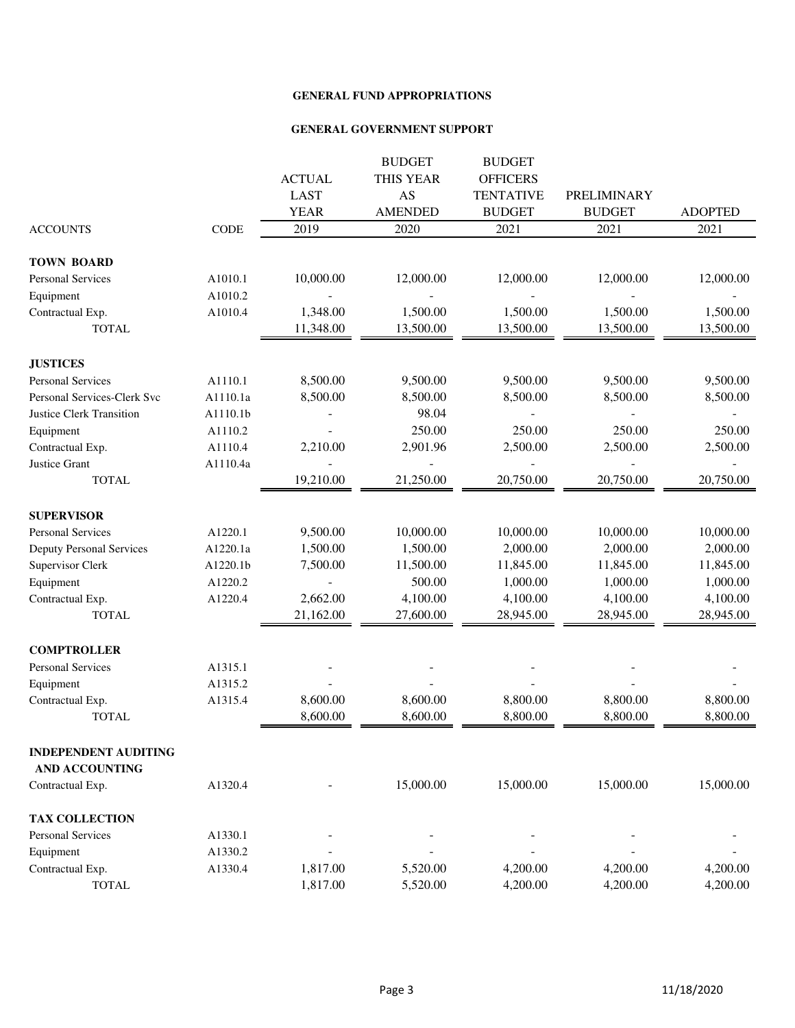**GENERAL FUND APPROPRIATIONS**

**GENERAL GOVERNMENT SUPPORT**

| ACCOUNTS | CODE | ACTUAL LAST YEAR 2019 | BUDGET THIS YEAR AS AMENDED 2020 | BUDGET OFFICERS TENTATIVE BUDGET 2021 | PRELIMINARY BUDGET 2021 | ADOPTED 2021 |
|---|---|---|---|---|---|---|
| **TOWN BOARD** | | | | | | |
| Personal Services | A1010.1 | 10,000.00 | 12,000.00 | 12,000.00 | 12,000.00 | 12,000.00 |
| Equipment | A1010.2 | - | - | - | - | - |
| Contractual Exp. | A1010.4 | 1,348.00 | 1,500.00 | 1,500.00 | 1,500.00 | 1,500.00 |
| TOTAL | | 11,348.00 | 13,500.00 | 13,500.00 | 13,500.00 | 13,500.00 |
| **JUSTICES** | | | | | | |
| Personal Services | A1110.1 | 8,500.00 | 9,500.00 | 9,500.00 | 9,500.00 | 9,500.00 |
| Personal Services-Clerk Svc | A1110.1a | 8,500.00 | 8,500.00 | 8,500.00 | 8,500.00 | 8,500.00 |
| Justice Clerk Transition | A1110.1b | - | 98.04 | - | - | - |
| Equipment | A1110.2 | - | 250.00 | 250.00 | 250.00 | 250.00 |
| Contractual Exp. | A1110.4 | 2,210.00 | 2,901.96 | 2,500.00 | 2,500.00 | 2,500.00 |
| Justice Grant | A1110.4a | - | - | - | - | - |
| TOTAL | | 19,210.00 | 21,250.00 | 20,750.00 | 20,750.00 | 20,750.00 |
| **SUPERVISOR** | | | | | | |
| Personal Services | A1220.1 | 9,500.00 | 10,000.00 | 10,000.00 | 10,000.00 | 10,000.00 |
| Deputy Personal Services | A1220.1a | 1,500.00 | 1,500.00 | 2,000.00 | 2,000.00 | 2,000.00 |
| Supervisor Clerk | A1220.1b | 7,500.00 | 11,500.00 | 11,845.00 | 11,845.00 | 11,845.00 |
| Equipment | A1220.2 | - | 500.00 | 1,000.00 | 1,000.00 | 1,000.00 |
| Contractual Exp. | A1220.4 | 2,662.00 | 4,100.00 | 4,100.00 | 4,100.00 | 4,100.00 |
| TOTAL | | 21,162.00 | 27,600.00 | 28,945.00 | 28,945.00 | 28,945.00 |
| **COMPTROLLER** | | | | | | |
| Personal Services | A1315.1 | - | - | - | - | - |
| Equipment | A1315.2 | - | - | - | - | - |
| Contractual Exp. | A1315.4 | 8,600.00 | 8,600.00 | 8,800.00 | 8,800.00 | 8,800.00 |
| TOTAL | | 8,600.00 | 8,600.00 | 8,800.00 | 8,800.00 | 8,800.00 |
| **INDEPENDENT AUDITING AND ACCOUNTING** | | | | | | |
| Contractual Exp. | A1320.4 | - | 15,000.00 | 15,000.00 | 15,000.00 | 15,000.00 |
| **TAX COLLECTION** | | | | | | |
| Personal Services | A1330.1 | - | - | - | - | - |
| Equipment | A1330.2 | - | - | - | - | - |
| Contractual Exp. | A1330.4 | 1,817.00 | 5,520.00 | 4,200.00 | 4,200.00 | 4,200.00 |
| TOTAL | | 1,817.00 | 5,520.00 | 4,200.00 | 4,200.00 | 4,200.00 |

11/18/2020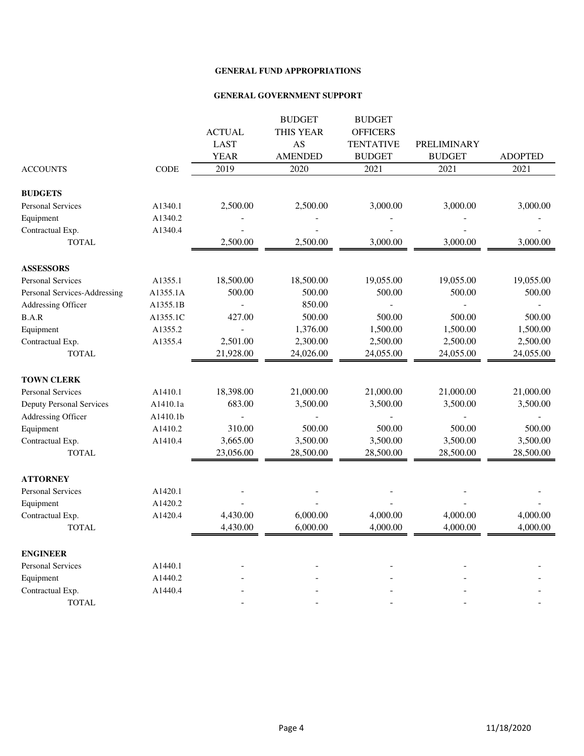**GENERAL FUND APPROPRIATIONS**

**GENERAL GOVERNMENT SUPPORT**

| ACCOUNTS | CODE | ACTUAL LAST YEAR 2019 | BUDGET THIS YEAR AS AMENDED 2020 | BUDGET OFFICERS TENTATIVE BUDGET 2021 | PRELIMINARY BUDGET 2021 | ADOPTED 2021 |
|---|---|---|---|---|---|---|
| **BUDGETS** | | | | | | |
| Personal Services | A1340.1 | 2,500.00 | 2,500.00 | 3,000.00 | 3,000.00 | 3,000.00 |
| Equipment | A1340.2 | - | - | - | - | - |
| Contractual Exp. | A1340.4 | - | - | - | - | - |
| TOTAL | | 2,500.00 | 2,500.00 | 3,000.00 | 3,000.00 | 3,000.00 |
| **ASSESSORS** | | | | | | |
| Personal Services | A1355.1 | 18,500.00 | 18,500.00 | 19,055.00 | 19,055.00 | 19,055.00 |
| Personal Services-Addressing | A1355.1A | 500.00 | 500.00 | 500.00 | 500.00 | 500.00 |
| Addressing Officer | A1355.1B | - | 850.00 | - | - | - |
| B.A.R | A1355.1C | 427.00 | 500.00 | 500.00 | 500.00 | 500.00 |
| Equipment | A1355.2 | - | 1,376.00 | 1,500.00 | 1,500.00 | 1,500.00 |
| Contractual Exp. | A1355.4 | 2,501.00 | 2,300.00 | 2,500.00 | 2,500.00 | 2,500.00 |
| TOTAL | | 21,928.00 | 24,026.00 | 24,055.00 | 24,055.00 | 24,055.00 |
| **TOWN CLERK** | | | | | | |
| Personal Services | A1410.1 | 18,398.00 | 21,000.00 | 21,000.00 | 21,000.00 | 21,000.00 |
| Deputy Personal Services | A1410.1a | 683.00 | 3,500.00 | 3,500.00 | 3,500.00 | 3,500.00 |
| Addressing Officer | A1410.1b | - | - | - | - | - |
| Equipment | A1410.2 | 310.00 | 500.00 | 500.00 | 500.00 | 500.00 |
| Contractual Exp. | A1410.4 | 3,665.00 | 3,500.00 | 3,500.00 | 3,500.00 | 3,500.00 |
| TOTAL | | 23,056.00 | 28,500.00 | 28,500.00 | 28,500.00 | 28,500.00 |
| **ATTORNEY** | | | | | | |
| Personal Services | A1420.1 | - | - | - | - | - |
| Equipment | A1420.2 | - | - | - | - | - |
| Contractual Exp. | A1420.4 | 4,430.00 | 6,000.00 | 4,000.00 | 4,000.00 | 4,000.00 |
| TOTAL | | 4,430.00 | 6,000.00 | 4,000.00 | 4,000.00 | 4,000.00 |
| **ENGINEER** | | | | | | |
| Personal Services | A1440.1 | - | - | - | - | - |
| Equipment | A1440.2 | - | - | - | - | - |
| Contractual Exp. | A1440.4 | - | - | - | - | - |
| TOTAL | | - | - | - | - | - |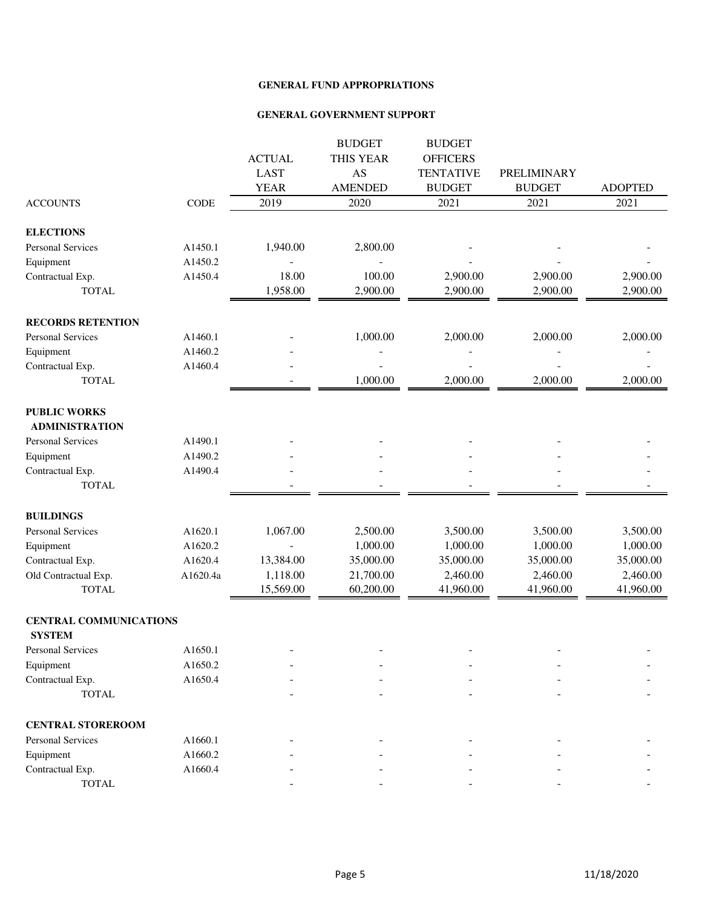**GENERAL FUND APPROPRIATIONS**

**GENERAL GOVERNMENT SUPPORT**

| ACCOUNTS | CODE | ACTUAL LAST YEAR 2019 | BUDGET THIS YEAR AS AMENDED 2020 | BUDGET OFFICERS TENTATIVE BUDGET 2021 | PRELIMINARY BUDGET 2021 | ADOPTED 2021 |
|---|---|---|---|---|---|---|
| **ELECTIONS** | | | | | | |
| Personal Services | A1450.1 | 1,940.00 | 2,800.00 | - | - | - |
| Equipment | A1450.2 | - | - | - | - | - |
| Contractual Exp. | A1450.4 | 18.00 | 100.00 | 2,900.00 | 2,900.00 | 2,900.00 |
| TOTAL | | 1,958.00 | 2,900.00 | 2,900.00 | 2,900.00 | 2,900.00 |
| **RECORDS RETENTION** | | | | | | |
| Personal Services | A1460.1 | - | 1,000.00 | 2,000.00 | 2,000.00 | 2,000.00 |
| Equipment | A1460.2 | - | - | - | - | - |
| Contractual Exp. | A1460.4 | - | - | - | - | - |
| TOTAL | | - | 1,000.00 | 2,000.00 | 2,000.00 | 2,000.00 |
| **PUBLIC WORKS ADMINISTRATION** | | | | | | |
| Personal Services | A1490.1 | - | - | - | - | - |
| Equipment | A1490.2 | - | - | - | - | - |
| Contractual Exp. | A1490.4 | - | - | - | - | - |
| TOTAL | | - | - | - | - | - |
| **BUILDINGS** | | | | | | |
| Personal Services | A1620.1 | 1,067.00 | 2,500.00 | 3,500.00 | 3,500.00 | 3,500.00 |
| Equipment | A1620.2 | - | 1,000.00 | 1,000.00 | 1,000.00 | 1,000.00 |
| Contractual Exp. | A1620.4 | 13,384.00 | 35,000.00 | 35,000.00 | 35,000.00 | 35,000.00 |
| Old Contractual Exp. | A1620.4a | 1,118.00 | 21,700.00 | 2,460.00 | 2,460.00 | 2,460.00 |
| TOTAL | | 15,569.00 | 60,200.00 | 41,960.00 | 41,960.00 | 41,960.00 |
| **CENTRAL COMMUNICATIONS SYSTEM** | | | | | | |
| Personal Services | A1650.1 | - | - | - | - | - |
| Equipment | A1650.2 | - | - | - | - | - |
| Contractual Exp. | A1650.4 | - | - | - | - | - |
| TOTAL | | - | - | - | - | - |
| **CENTRAL STOREROOM** | | | | | | |
| Personal Services | A1660.1 | - | - | - | - | - |
| Equipment | A1660.2 | - | - | - | - | - |
| Contractual Exp. | A1660.4 | - | - | - | - | - |
| TOTAL | | - | - | - | - | - |

11/18/2020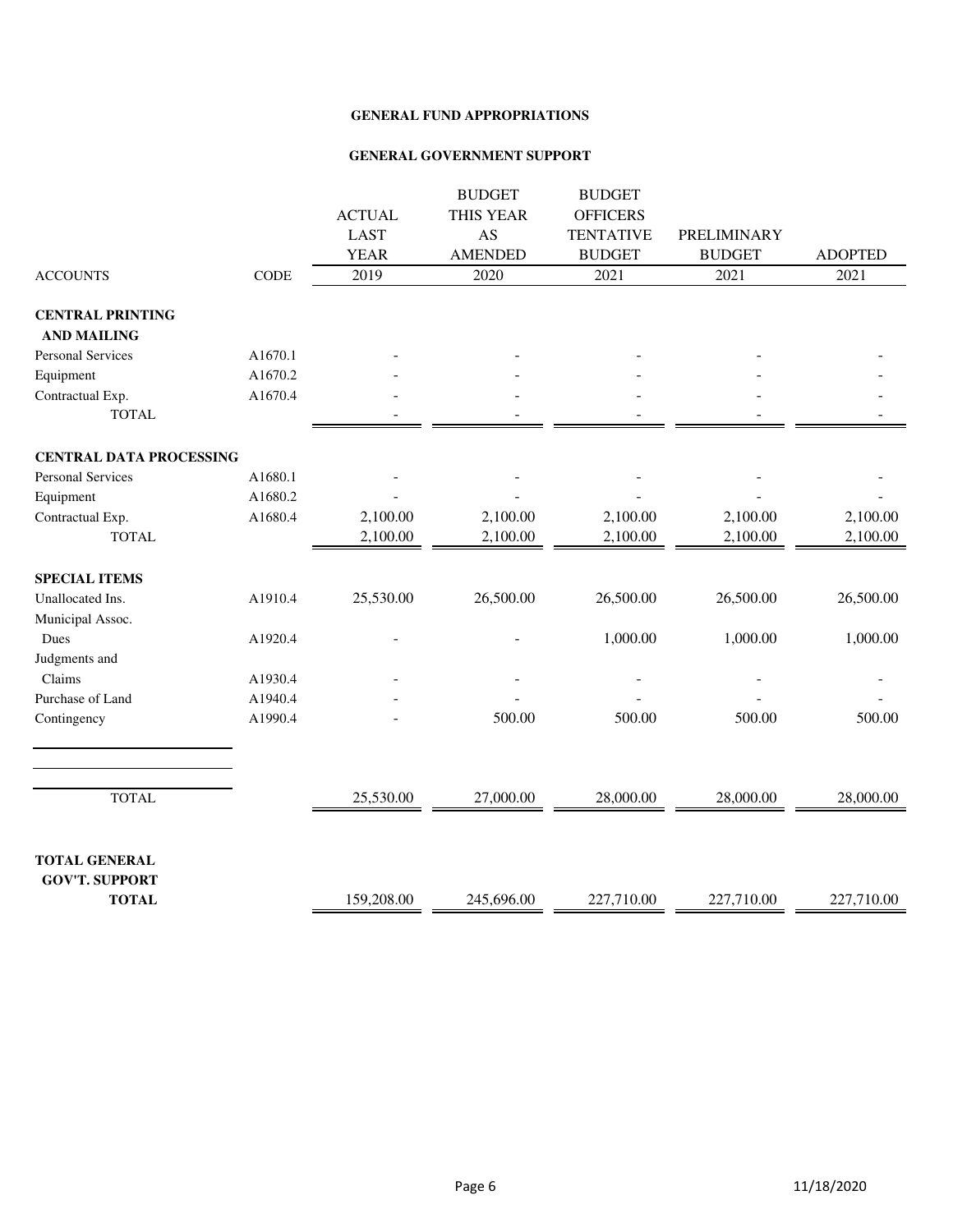**GENERAL FUND APPROPRIATIONS**

**GENERAL GOVERNMENT SUPPORT**

| ACCOUNTS | CODE | ACTUAL LAST YEAR 2019 | BUDGET THIS YEAR AS AMENDED 2020 | BUDGET OFFICERS TENTATIVE BUDGET 2021 | PRELIMINARY BUDGET 2021 | ADOPTED 2021 |
|---|---|---|---|---|---|---|
| **CENTRAL PRINTING AND MAILING** | | | | | | |
| Personal Services | A1670.1 | - | - | - | - | - |
| Equipment | A1670.2 | - | - | - | - | - |
| Contractual Exp. | A1670.4 | - | - | - | - | - |
| TOTAL | | - | - | - | - | - |
| **CENTRAL DATA PROCESSING** | | | | | | |
| Personal Services | A1680.1 | - | - | - | - | - |
| Equipment | A1680.2 | - | - | - | - | - |
| Contractual Exp. | A1680.4 | 2,100.00 | 2,100.00 | 2,100.00 | 2,100.00 | 2,100.00 |
| TOTAL | | 2,100.00 | 2,100.00 | 2,100.00 | 2,100.00 | 2,100.00 |
| **SPECIAL ITEMS** | | | | | | |
| Unallocated Ins. | A1910.4 | 25,530.00 | 26,500.00 | 26,500.00 | 26,500.00 | 26,500.00 |
| Municipal Assoc. Dues | A1920.4 | - | - | 1,000.00 | 1,000.00 | 1,000.00 |
| Judgments and Claims | A1930.4 | - | - | - | - | - |
| Purchase of Land | A1940.4 | - | - | - | - | - |
| Contingency | A1990.4 | - | 500.00 | 500.00 | 500.00 | 500.00 |
| TOTAL | | 25,530.00 | 27,000.00 | 28,000.00 | 28,000.00 | 28,000.00 |
| **TOTAL GENERAL GOV'T. SUPPORT TOTAL** | | 159,208.00 | 245,696.00 | 227,710.00 | 227,710.00 | 227,710.00 |

11/18/2020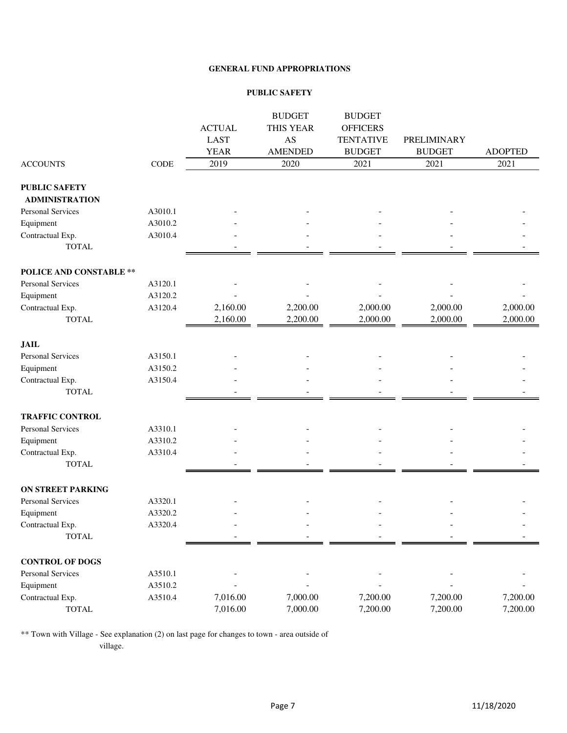**GENERAL FUND APPROPRIATIONS**

**PUBLIC SAFETY**

| ACCOUNTS | CODE | ACTUAL LAST YEAR 2019 | BUDGET THIS YEAR AS AMENDED 2020 | BUDGET OFFICERS TENTATIVE BUDGET 2021 | PRELIMINARY BUDGET 2021 | ADOPTED 2021 |
|---|---|---|---|---|---|---|
| **PUBLIC SAFETY ADMINISTRATION** | | | | | | |
| Personal Services | A3010.1 | - | - | - | - | - |
| Equipment | A3010.2 | - | - | - | - | - |
| Contractual Exp. | A3010.4 | - | - | - | - | - |
| TOTAL | | - | - | - | - | - |
| **POLICE AND CONSTABLE \*\*** | | | | | | |
| Personal Services | A3120.1 | - | - | - | - | - |
| Equipment | A3120.2 | - | - | - | - | - |
| Contractual Exp. | A3120.4 | 2,160.00 | 2,200.00 | 2,000.00 | 2,000.00 | 2,000.00 |
| TOTAL | | 2,160.00 | 2,200.00 | 2,000.00 | 2,000.00 | 2,000.00 |
| **JAIL** | | | | | | |
| Personal Services | A3150.1 | - | - | - | - | - |
| Equipment | A3150.2 | - | - | - | - | - |
| Contractual Exp. | A3150.4 | - | - | - | - | - |
| TOTAL | | - | - | - | - | - |
| **TRAFFIC CONTROL** | | | | | | |
| Personal Services | A3310.1 | - | - | - | - | - |
| Equipment | A3310.2 | - | - | - | - | - |
| Contractual Exp. | A3310.4 | - | - | - | - | - |
| TOTAL | | - | - | - | - | - |
| **ON STREET PARKING** | | | | | | |
| Personal Services | A3320.1 | - | - | - | - | - |
| Equipment | A3320.2 | - | - | - | - | - |
| Contractual Exp. | A3320.4 | - | - | - | - | - |
| TOTAL | | - | - | - | - | - |
| **CONTROL OF DOGS** | | | | | | |
| Personal Services | A3510.1 | - | - | - | - | - |
| Equipment | A3510.2 | - | - | - | - | - |
| Contractual Exp. | A3510.4 | 7,016.00 | 7,000.00 | 7,200.00 | 7,200.00 | 7,200.00 |
| TOTAL | | 7,016.00 | 7,000.00 | 7,200.00 | 7,200.00 | 7,200.00 |

** Town with Village - See explanation (2) on last page for changes to town - area outside of village.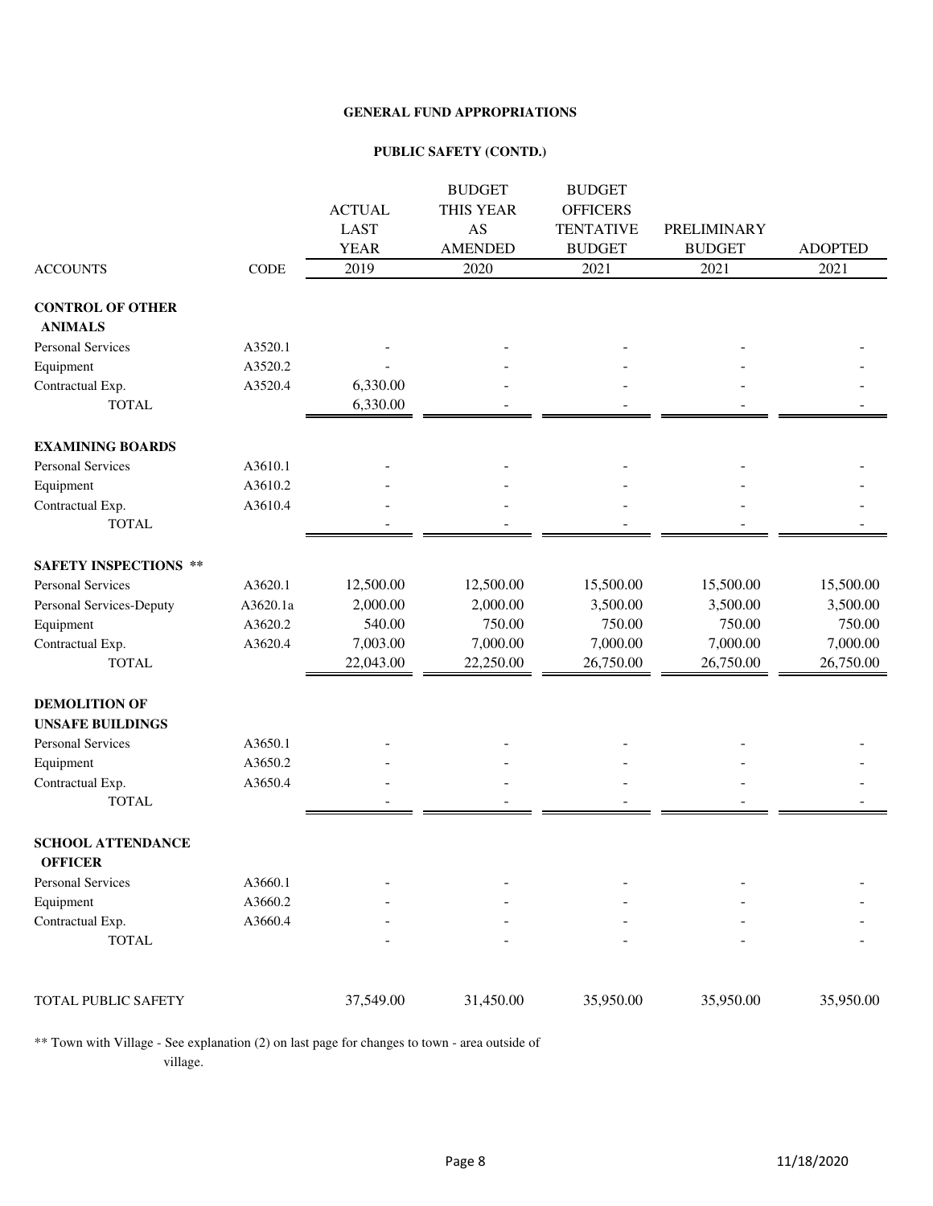**GENERAL FUND APPROPRIATIONS**

**PUBLIC SAFETY (CONTD.)**

| ACCOUNTS | CODE | ACTUAL LAST YEAR 2019 | BUDGET THIS YEAR AS AMENDED 2020 | BUDGET OFFICERS TENTATIVE BUDGET 2021 | PRELIMINARY BUDGET 2021 | ADOPTED 2021 |
|---|---|---|---|---|---|---|
| **CONTROL OF OTHER ANIMALS** | | | | | | |
| Personal Services | A3520.1 | - | - | - | - | - |
| Equipment | A3520.2 | - | - | - | - | - |
| Contractual Exp. | A3520.4 | 6,330.00 | - | - | - | - |
| TOTAL | | 6,330.00 | - | - | - | - |
| **EXAMINING BOARDS** | | | | | | |
| Personal Services | A3610.1 | - | - | - | - | - |
| Equipment | A3610.2 | - | - | - | - | - |
| Contractual Exp. | A3610.4 | - | - | - | - | - |
| TOTAL | | - | - | - | - | - |
| **SAFETY INSPECTIONS \*\*** | | | | | | |
| Personal Services | A3620.1 | 12,500.00 | 12,500.00 | 15,500.00 | 15,500.00 | 15,500.00 |
| Personal Services-Deputy | A3620.1a | 2,000.00 | 2,000.00 | 3,500.00 | 3,500.00 | 3,500.00 |
| Equipment | A3620.2 | 540.00 | 750.00 | 750.00 | 750.00 | 750.00 |
| Contractual Exp. | A3620.4 | 7,003.00 | 7,000.00 | 7,000.00 | 7,000.00 | 7,000.00 |
| TOTAL | | 22,043.00 | 22,250.00 | 26,750.00 | 26,750.00 | 26,750.00 |
| **DEMOLITION OF UNSAFE BUILDINGS** | | | | | | |
| Personal Services | A3650.1 | - | - | - | - | - |
| Equipment | A3650.2 | - | - | - | - | - |
| Contractual Exp. | A3650.4 | - | - | - | - | - |
| TOTAL | | - | - | - | - | - |
| **SCHOOL ATTENDANCE OFFICER** | | | | | | |
| Personal Services | A3660.1 | - | - | - | - | - |
| Equipment | A3660.2 | - | - | - | - | - |
| Contractual Exp. | A3660.4 | - | - | - | - | - |
| TOTAL | | - | - | - | - | - |
| TOTAL PUBLIC SAFETY | | 37,549.00 | 31,450.00 | 35,950.00 | 35,950.00 | 35,950.00 |

** Town with Village - See explanation (2) on last page for changes to town - area outside of village.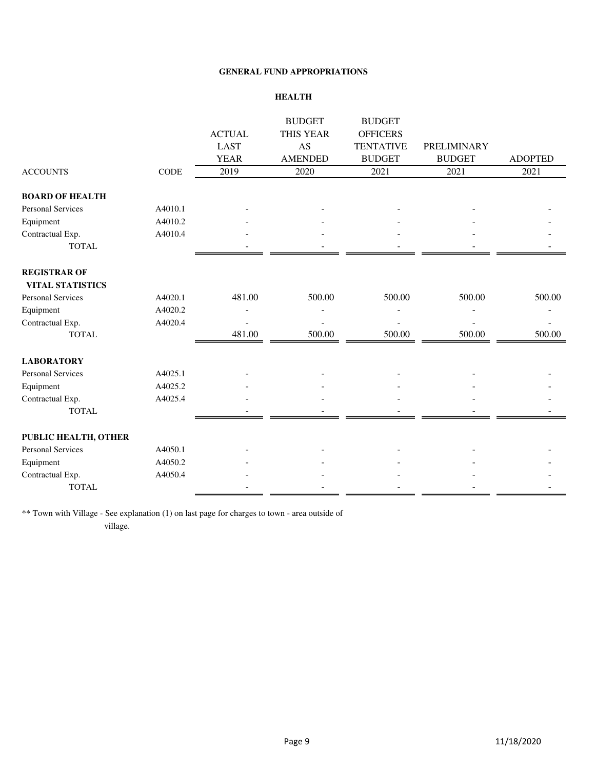# GENERAL FUND APPROPRIATIONS

## HEALTH

| ACCOUNTS | CODE | ACTUAL LAST YEAR 2019 | BUDGET THIS YEAR AS AMENDED 2020 | BUDGET OFFICERS TENTATIVE BUDGET 2021 | PRELIMINARY BUDGET 2021 | ADOPTED 2021 |
|---|---|---|---|---|---|---|
| **BOARD OF HEALTH** | | | | | | |
| Personal Services | A4010.1 | - | - | - | - | - |
| Equipment | A4010.2 | - | - | - | - | - |
| Contractual Exp. | A4010.4 | - | - | - | - | - |
| TOTAL | | - | - | - | - | - |
| **REGISTRAR OF VITAL STATISTICS** | | | | | | |
| Personal Services | A4020.1 | 481.00 | 500.00 | 500.00 | 500.00 | 500.00 |
| Equipment | A4020.2 | - | - | - | - | - |
| Contractual Exp. | A4020.4 | - | - | - | - | - |
| TOTAL | | 481.00 | 500.00 | 500.00 | 500.00 | 500.00 |
| **LABORATORY** | | | | | | |
| Personal Services | A4025.1 | - | - | - | - | - |
| Equipment | A4025.2 | - | - | - | - | - |
| Contractual Exp. | A4025.4 | - | - | - | - | - |
| TOTAL | | - | - | - | - | - |
| **PUBLIC HEALTH, OTHER** | | | | | | |
| Personal Services | A4050.1 | - | - | - | - | - |
| Equipment | A4050.2 | - | - | - | - | - |
| Contractual Exp. | A4050.4 | - | - | - | - | - |
| TOTAL | | - | - | - | - | - |

** Town with Village - See explanation (1) on last page for charges to town - area outside of village.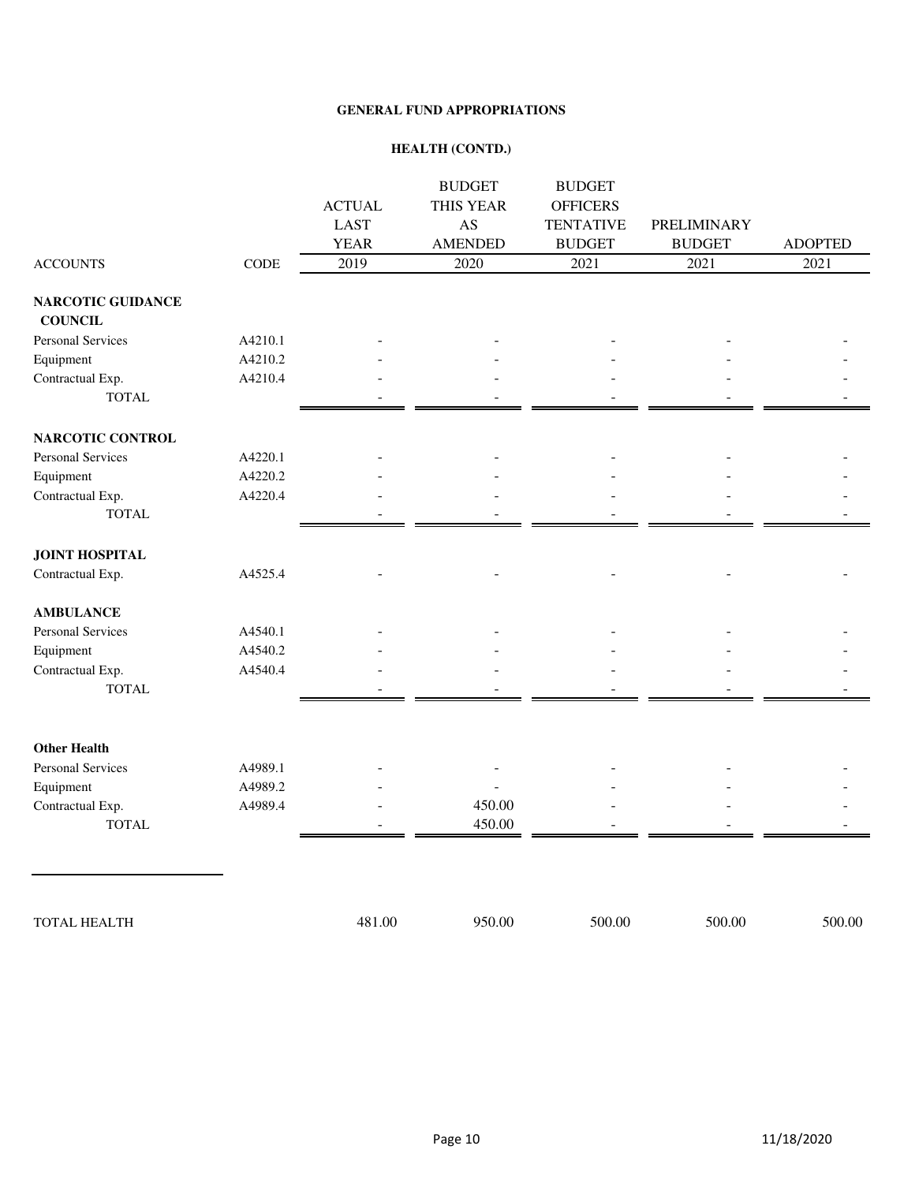**GENERAL FUND APPROPRIATIONS**

**HEALTH (CONTD.)**

| ACCOUNTS | CODE | ACTUAL LAST YEAR 2019 | BUDGET THIS YEAR AS AMENDED 2020 | BUDGET OFFICERS TENTATIVE BUDGET 2021 | PRELIMINARY BUDGET 2021 | ADOPTED 2021 |
|---|---|---|---|---|---|---|
| **NARCOTIC GUIDANCE COUNCIL** | | | | | | |
| Personal Services | A4210.1 | - | - | - | - | - |
| Equipment | A4210.2 | - | - | - | - | - |
| Contractual Exp. | A4210.4 | - | - | - | - | - |
| TOTAL | | - | - | - | - | - |
| **NARCOTIC CONTROL** | | | | | | |
| Personal Services | A4220.1 | - | - | - | - | - |
| Equipment | A4220.2 | - | - | - | - | - |
| Contractual Exp. | A4220.4 | - | - | - | - | - |
| TOTAL | | - | - | - | - | - |
| **JOINT HOSPITAL** | | | | | | |
| Contractual Exp. | A4525.4 | - | - | - | - | - |
| **AMBULANCE** | | | | | | |
| Personal Services | A4540.1 | - | - | - | - | - |
| Equipment | A4540.2 | - | - | - | - | - |
| Contractual Exp. | A4540.4 | - | - | - | - | - |
| TOTAL | | - | - | - | - | - |
| **Other Health** | | | | | | |
| Personal Services | A4989.1 | - | - | - | - | - |
| Equipment | A4989.2 | - | - | - | - | - |
| Contractual Exp. | A4989.4 | - | 450.00 | - | - | - |
| TOTAL | | - | 450.00 | - | - | - |
| TOTAL HEALTH | | 481.00 | 950.00 | 500.00 | 500.00 | 500.00 |

11/18/2020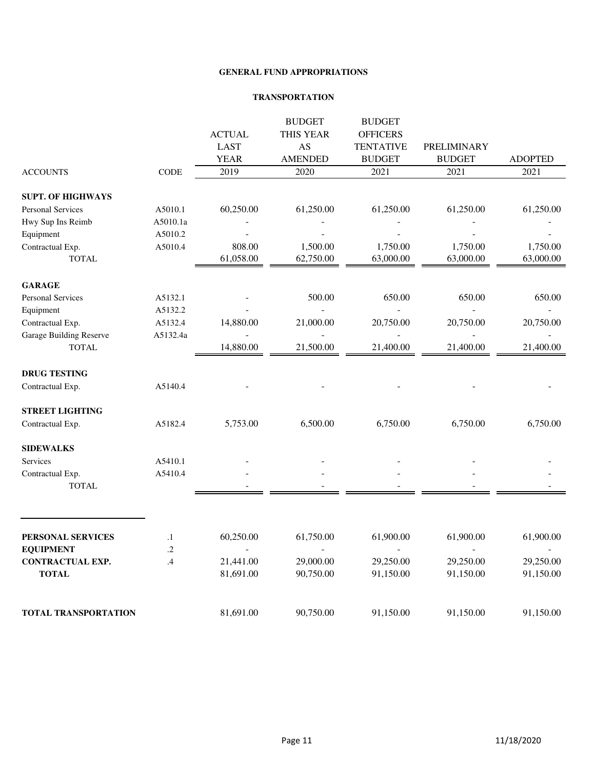**GENERAL FUND APPROPRIATIONS**

**TRANSPORTATION**

| ACCOUNTS | CODE | ACTUAL LAST YEAR 2019 | BUDGET THIS YEAR AS AMENDED 2020 | BUDGET OFFICERS TENTATIVE BUDGET 2021 | PRELIMINARY BUDGET 2021 | ADOPTED 2021 |
|---|---|---|---|---|---|---|
| **SUPT. OF HIGHWAYS** | | | | | | |
| Personal Services | A5010.1 | 60,250.00 | 61,250.00 | 61,250.00 | 61,250.00 | 61,250.00 |
| Hwy Sup Ins Reimb | A5010.1a | - | - | - | - | - |
| Equipment | A5010.2 | - | - | - | - | - |
| Contractual Exp. | A5010.4 | 808.00 | 1,500.00 | 1,750.00 | 1,750.00 | 1,750.00 |
| TOTAL | | 61,058.00 | 62,750.00 | 63,000.00 | 63,000.00 | 63,000.00 |
| **GARAGE** | | | | | | |
| Personal Services | A5132.1 | - | 500.00 | 650.00 | 650.00 | 650.00 |
| Equipment | A5132.2 | - | - | - | - | - |
| Contractual Exp. | A5132.4 | 14,880.00 | 21,000.00 | 20,750.00 | 20,750.00 | 20,750.00 |
| Garage Building Reserve | A5132.4a | - | - | - | - | - |
| TOTAL | | 14,880.00 | 21,500.00 | 21,400.00 | 21,400.00 | 21,400.00 |
| **DRUG TESTING** | | | | | | |
| Contractual Exp. | A5140.4 | - | - | - | - | - |
| **STREET LIGHTING** | | | | | | |
| Contractual Exp. | A5182.4 | 5,753.00 | 6,500.00 | 6,750.00 | 6,750.00 | 6,750.00 |
| **SIDEWALKS** | | | | | | |
| Services | A5410.1 | - | - | - | - | - |
| Contractual Exp. | A5410.4 | - | - | - | - | - |
| TOTAL | | - | - | - | - | - |
| **PERSONAL SERVICES** | .1 | 60,250.00 | 61,750.00 | 61,900.00 | 61,900.00 | 61,900.00 |
| **EQUIPMENT** | .2 | - | - | - | - | - |
| **CONTRACTUAL EXP.** | .4 | 21,441.00 | 29,000.00 | 29,250.00 | 29,250.00 | 29,250.00 |
| **TOTAL** | | 81,691.00 | 90,750.00 | 91,150.00 | 91,150.00 | 91,150.00 |
| **TOTAL TRANSPORTATION** | | 81,691.00 | 90,750.00 | 91,150.00 | 91,150.00 | 91,150.00 |

11/18/2020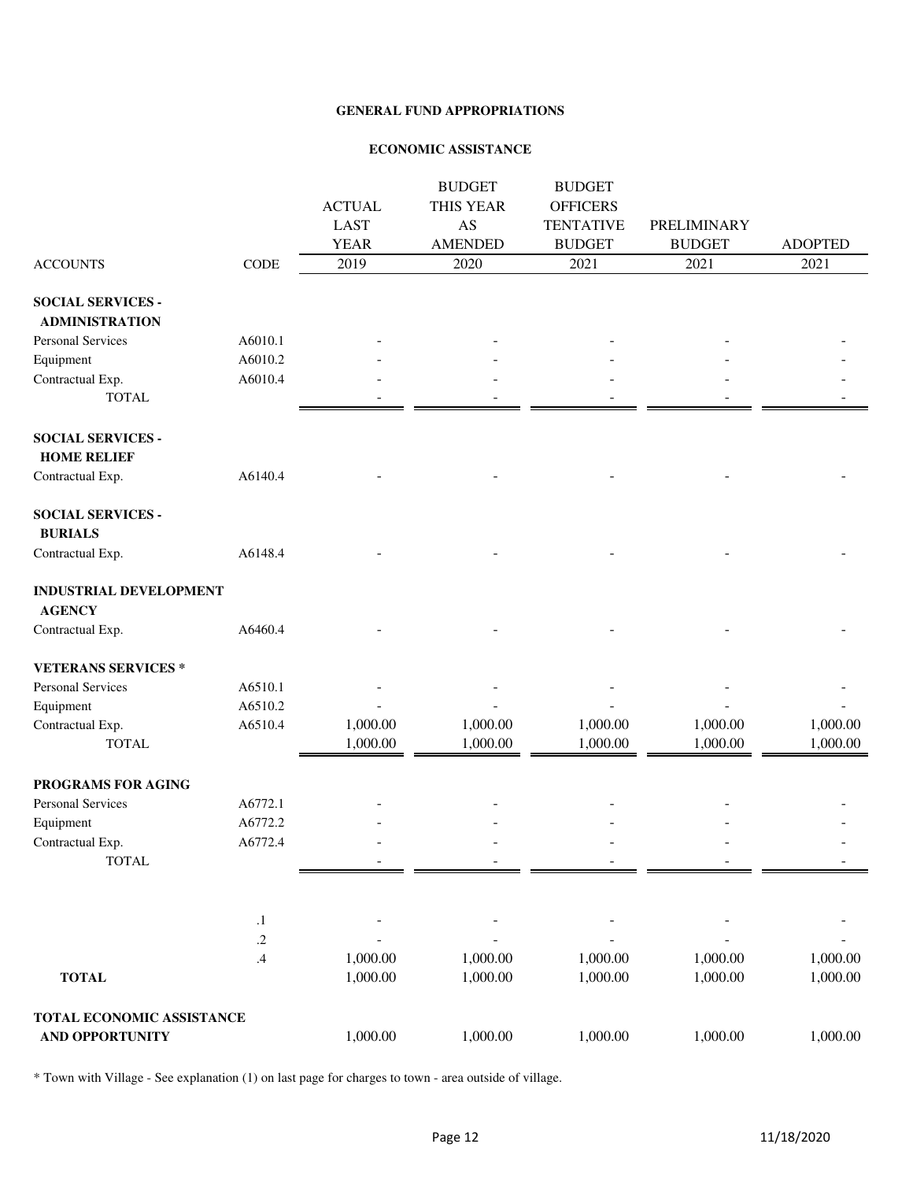**GENERAL FUND APPROPRIATIONS**

**ECONOMIC ASSISTANCE**

| ACCOUNTS | CODE | ACTUAL LAST YEAR 2019 | BUDGET THIS YEAR AS AMENDED 2020 | BUDGET OFFICERS TENTATIVE BUDGET 2021 | PRELIMINARY BUDGET 2021 | ADOPTED 2021 |
|---|---|---|---|---|---|---|
| **SOCIAL SERVICES - ADMINISTRATION** | | | | | | |
| Personal Services | A6010.1 | - | - | - | - | - |
| Equipment | A6010.2 | - | - | - | - | - |
| Contractual Exp. | A6010.4 | - | - | - | - | - |
| TOTAL | | - | - | - | - | - |
| **SOCIAL SERVICES - HOME RELIEF** | | | | | | |
| Contractual Exp. | A6140.4 | - | - | - | - | - |
| **SOCIAL SERVICES - BURIALS** | | | | | | |
| Contractual Exp. | A6148.4 | - | - | - | - | - |
| **INDUSTRIAL DEVELOPMENT AGENCY** | | | | | | |
| Contractual Exp. | A6460.4 | - | - | - | - | - |
| **VETERANS SERVICES *** | | | | | | |
| Personal Services | A6510.1 | - | - | - | - | - |
| Equipment | A6510.2 | - | - | - | - | - |
| Contractual Exp. | A6510.4 | 1,000.00 | 1,000.00 | 1,000.00 | 1,000.00 | 1,000.00 |
| TOTAL | | 1,000.00 | 1,000.00 | 1,000.00 | 1,000.00 | 1,000.00 |
| **PROGRAMS FOR AGING** | | | | | | |
| Personal Services | A6772.1 | - | - | - | - | - |
| Equipment | A6772.2 | - | - | - | - | - |
| Contractual Exp. | A6772.4 | - | - | - | - | - |
| TOTAL | | - | - | - | - | - |
| | .1 | - | - | - | - | - |
| | .2 | - | - | - | - | - |
| | .4 | 1,000.00 | 1,000.00 | 1,000.00 | 1,000.00 | 1,000.00 |
| **TOTAL** | | 1,000.00 | 1,000.00 | 1,000.00 | 1,000.00 | 1,000.00 |
| **TOTAL ECONOMIC ASSISTANCE AND OPPORTUNITY** | | 1,000.00 | 1,000.00 | 1,000.00 | 1,000.00 | 1,000.00 |

* Town with Village - See explanation (1) on last page for charges to town - area outside of village.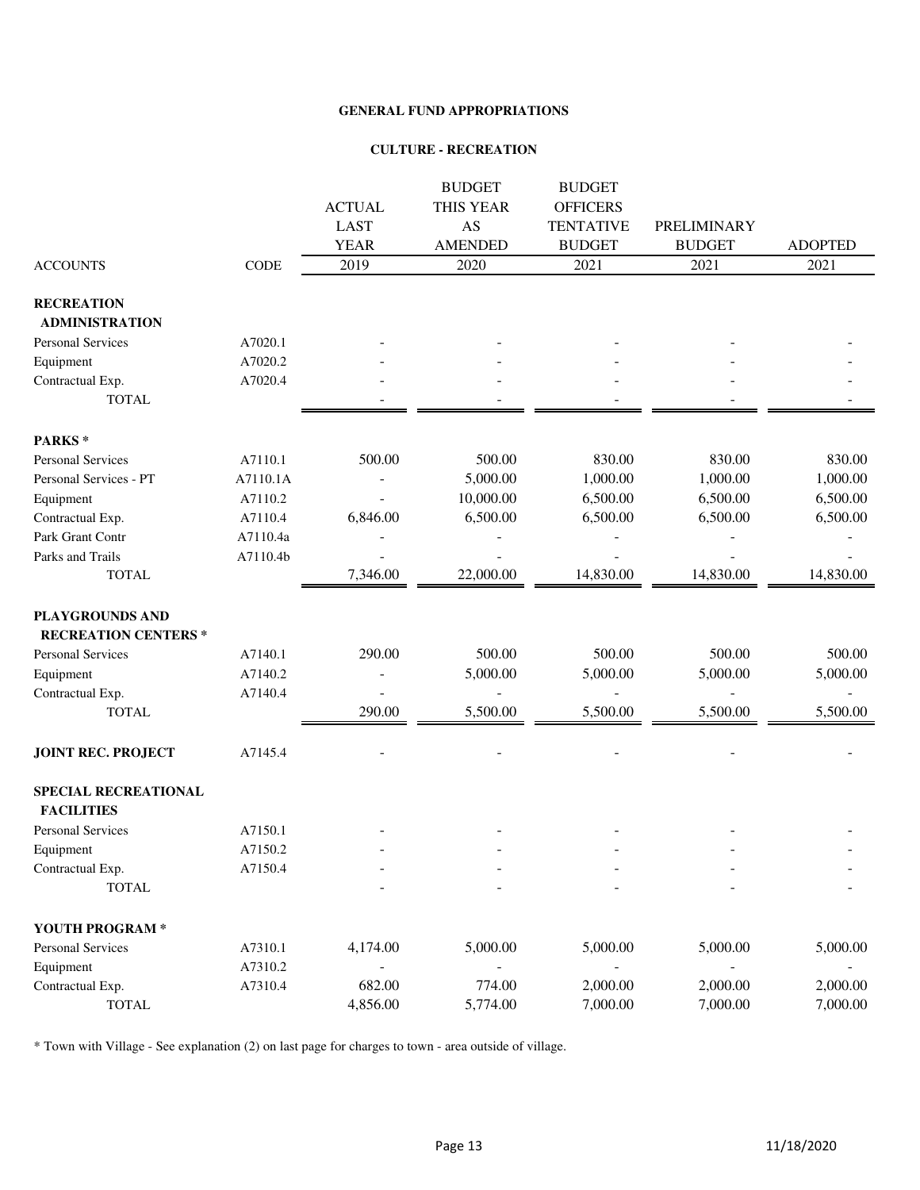**GENERAL FUND APPROPRIATIONS**

**CULTURE - RECREATION**

| ACCOUNTS | CODE | ACTUAL LAST YEAR 2019 | BUDGET THIS YEAR AS AMENDED 2020 | BUDGET OFFICERS TENTATIVE BUDGET 2021 | PRELIMINARY BUDGET 2021 | ADOPTED 2021 |
|---|---|---|---|---|---|---|
| **RECREATION ADMINISTRATION** | | | | | | |
| Personal Services | A7020.1 | - | - | - | - | - |
| Equipment | A7020.2 | - | - | - | - | - |
| Contractual Exp. | A7020.4 | - | - | - | - | - |
| TOTAL | | - | - | - | - | - |
| **PARKS *** | | | | | | |
| Personal Services | A7110.1 | 500.00 | 500.00 | 830.00 | 830.00 | 830.00 |
| Personal Services - PT | A7110.1A | - | 5,000.00 | 1,000.00 | 1,000.00 | 1,000.00 |
| Equipment | A7110.2 | - | 10,000.00 | 6,500.00 | 6,500.00 | 6,500.00 |
| Contractual Exp. | A7110.4 | 6,846.00 | 6,500.00 | 6,500.00 | 6,500.00 | 6,500.00 |
| Park Grant Contr | A7110.4a | - | - | - | - | - |
| Parks and Trails | A7110.4b | - | - | - | - | - |
| TOTAL | | 7,346.00 | 22,000.00 | 14,830.00 | 14,830.00 | 14,830.00 |
| **PLAYGROUNDS AND RECREATION CENTERS *** | | | | | | |
| Personal Services | A7140.1 | 290.00 | 500.00 | 500.00 | 500.00 | 500.00 |
| Equipment | A7140.2 | - | 5,000.00 | 5,000.00 | 5,000.00 | 5,000.00 |
| Contractual Exp. | A7140.4 | - | - | - | - | - |
| TOTAL | | 290.00 | 5,500.00 | 5,500.00 | 5,500.00 | 5,500.00 |
| **JOINT REC. PROJECT** | A7145.4 | - | - | - | - | - |
| **SPECIAL RECREATIONAL FACILITIES** | | | | | | |
| Personal Services | A7150.1 | - | - | - | - | - |
| Equipment | A7150.2 | - | - | - | - | - |
| Contractual Exp. | A7150.4 | - | - | - | - | - |
| TOTAL | | - | - | - | - | - |
| **YOUTH PROGRAM *** | | | | | | |
| Personal Services | A7310.1 | 4,174.00 | 5,000.00 | 5,000.00 | 5,000.00 | 5,000.00 |
| Equipment | A7310.2 | - | - | - | - | - |
| Contractual Exp. | A7310.4 | 682.00 | 774.00 | 2,000.00 | 2,000.00 | 2,000.00 |
| TOTAL | | 4,856.00 | 5,774.00 | 7,000.00 | 7,000.00 | 7,000.00 |

* Town with Village - See explanation (2) on last page for charges to town - area outside of village.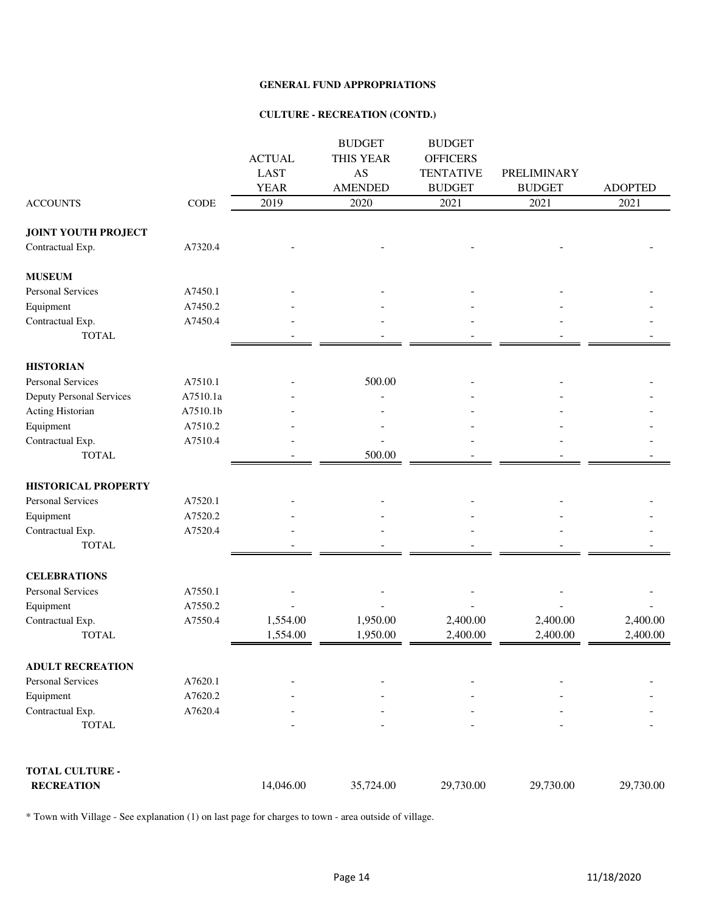**GENERAL FUND APPROPRIATIONS**

**CULTURE - RECREATION (CONTD.)**

| ACCOUNTS | CODE | ACTUAL LAST YEAR 2019 | BUDGET THIS YEAR AS AMENDED 2020 | BUDGET OFFICERS TENTATIVE BUDGET 2021 | PRELIMINARY BUDGET 2021 | ADOPTED 2021 |
|---|---|---|---|---|---|---|
| **JOINT YOUTH PROJECT** | | | | | | |
| Contractual Exp. | A7320.4 | - | - | - | - | - |
| **MUSEUM** | | | | | | |
| Personal Services | A7450.1 | - | - | - | - | - |
| Equipment | A7450.2 | - | - | - | - | - |
| Contractual Exp. | A7450.4 | - | - | - | - | - |
| TOTAL | | - | - | - | - | - |
| **HISTORIAN** | | | | | | |
| Personal Services | A7510.1 | - | 500.00 | - | - | - |
| Deputy Personal Services | A7510.1a | - | - | - | - | - |
| Acting Historian | A7510.1b | - | - | - | - | - |
| Equipment | A7510.2 | - | - | - | - | - |
| Contractual Exp. | A7510.4 | - | - | - | - | - |
| TOTAL | | - | 500.00 | - | - | - |
| **HISTORICAL PROPERTY** | | | | | | |
| Personal Services | A7520.1 | - | - | - | - | - |
| Equipment | A7520.2 | - | - | - | - | - |
| Contractual Exp. | A7520.4 | - | - | - | - | - |
| TOTAL | | - | - | - | - | - |
| **CELEBRATIONS** | | | | | | |
| Personal Services | A7550.1 | - | - | - | - | - |
| Equipment | A7550.2 | - | - | - | - | - |
| Contractual Exp. | A7550.4 | 1,554.00 | 1,950.00 | 2,400.00 | 2,400.00 | 2,400.00 |
| TOTAL | | 1,554.00 | 1,950.00 | 2,400.00 | 2,400.00 | 2,400.00 |
| **ADULT RECREATION** | | | | | | |
| Personal Services | A7620.1 | - | - | - | - | - |
| Equipment | A7620.2 | - | - | - | - | - |
| Contractual Exp. | A7620.4 | - | - | - | - | - |
| TOTAL | | - | - | - | - | - |
| **TOTAL CULTURE - RECREATION** | | 14,046.00 | 35,724.00 | 29,730.00 | 29,730.00 | 29,730.00 |

* Town with Village - See explanation (1) on last page for charges to town - area outside of village.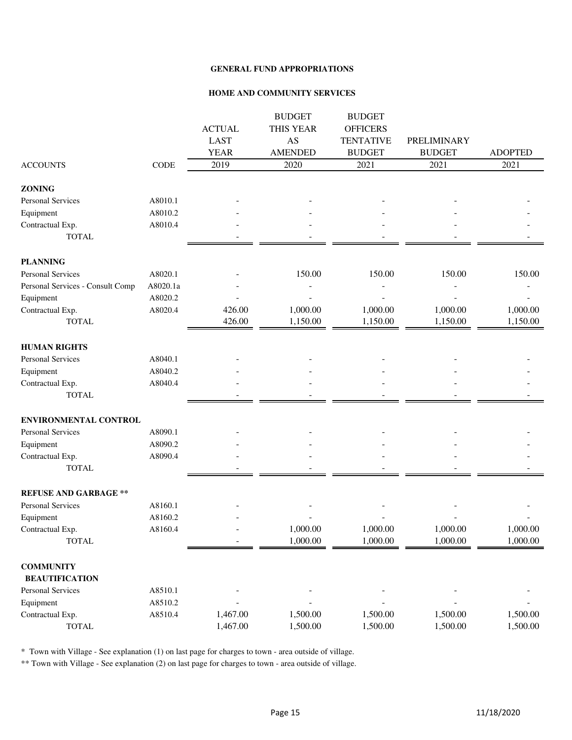## GENERAL FUND APPROPRIATIONS

### HOME AND COMMUNITY SERVICES

| ACCOUNTS | CODE | ACTUAL LAST YEAR 2019 | BUDGET THIS YEAR AS AMENDED 2020 | BUDGET OFFICERS TENTATIVE BUDGET 2021 | PRELIMINARY BUDGET 2021 | ADOPTED 2021 |
|---|---|---|---|---|---|---|
| **ZONING** | | | | | | |
| Personal Services | A8010.1 | - | - | - | - | - |
| Equipment | A8010.2 | - | - | - | - | - |
| Contractual Exp. | A8010.4 | - | - | - | - | - |
| TOTAL | | - | - | - | - | - |
| **PLANNING** | | | | | | |
| Personal Services | A8020.1 | - | 150.00 | 150.00 | 150.00 | 150.00 |
| Personal Services - Consult Comp | A8020.1a | - | - | - | - | - |
| Equipment | A8020.2 | - | - | - | - | - |
| Contractual Exp. | A8020.4 | 426.00 | 1,000.00 | 1,000.00 | 1,000.00 | 1,000.00 |
| TOTAL | | 426.00 | 1,150.00 | 1,150.00 | 1,150.00 | 1,150.00 |
| **HUMAN RIGHTS** | | | | | | |
| Personal Services | A8040.1 | - | - | - | - | - |
| Equipment | A8040.2 | - | - | - | - | - |
| Contractual Exp. | A8040.4 | - | - | - | - | - |
| TOTAL | | - | - | - | - | - |
| **ENVIRONMENTAL CONTROL** | | | | | | |
| Personal Services | A8090.1 | - | - | - | - | - |
| Equipment | A8090.2 | - | - | - | - | - |
| Contractual Exp. | A8090.4 | - | - | - | - | - |
| TOTAL | | - | - | - | - | - |
| **REFUSE AND GARBAGE \*\*** | | | | | | |
| Personal Services | A8160.1 | - | - | - | - | - |
| Equipment | A8160.2 | - | - | - | - | - |
| Contractual Exp. | A8160.4 | - | 1,000.00 | 1,000.00 | 1,000.00 | 1,000.00 |
| TOTAL | | - | 1,000.00 | 1,000.00 | 1,000.00 | 1,000.00 |
| **COMMUNITY BEAUTIFICATION** | | | | | | |
| Personal Services | A8510.1 | - | - | - | - | - |
| Equipment | A8510.2 | - | - | - | - | - |
| Contractual Exp. | A8510.4 | 1,467.00 | 1,500.00 | 1,500.00 | 1,500.00 | 1,500.00 |
| TOTAL | | 1,467.00 | 1,500.00 | 1,500.00 | 1,500.00 | 1,500.00 |

\* Town with Village - See explanation (1) on last page for charges to town - area outside of village.

\*\* Town with Village - See explanation (2) on last page for charges to town - area outside of village.

11/18/2020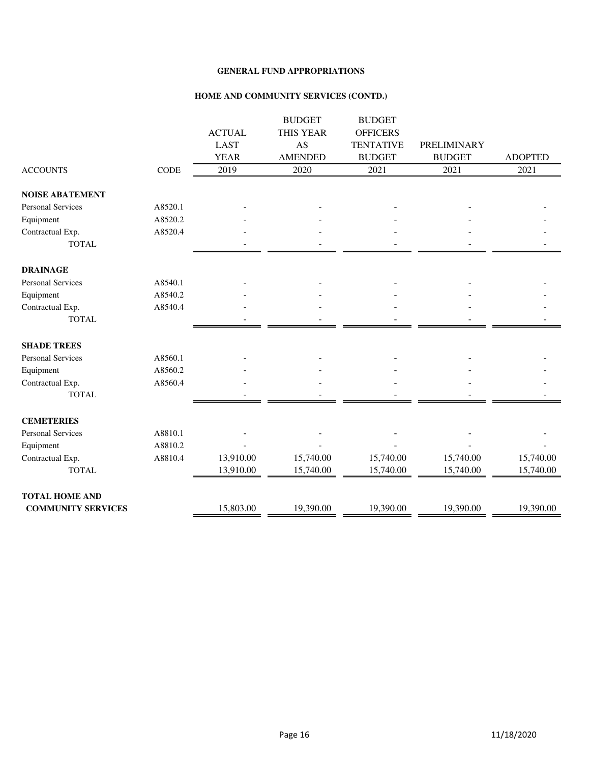**GENERAL FUND APPROPRIATIONS**

**HOME AND COMMUNITY SERVICES (CONTD.)**

| ACCOUNTS | CODE | ACTUAL LAST YEAR 2019 | BUDGET THIS YEAR AS AMENDED 2020 | BUDGET OFFICERS TENTATIVE BUDGET 2021 | PRELIMINARY BUDGET 2021 | ADOPTED 2021 |
|---|---|---|---|---|---|---|
| **NOISE ABATEMENT** | | | | | | |
| Personal Services | A8520.1 | - | - | - | - | - |
| Equipment | A8520.2 | - | - | - | - | - |
| Contractual Exp. | A8520.4 | - | - | - | - | - |
| TOTAL | | - | - | - | - | - |
| **DRAINAGE** | | | | | | |
| Personal Services | A8540.1 | - | - | - | - | - |
| Equipment | A8540.2 | - | - | - | - | - |
| Contractual Exp. | A8540.4 | - | - | - | - | - |
| TOTAL | | - | - | - | - | - |
| **SHADE TREES** | | | | | | |
| Personal Services | A8560.1 | - | - | - | - | - |
| Equipment | A8560.2 | - | - | - | - | - |
| Contractual Exp. | A8560.4 | - | - | - | - | - |
| TOTAL | | - | - | - | - | - |
| **CEMETERIES** | | | | | | |
| Personal Services | A8810.1 | - | - | - | - | - |
| Equipment | A8810.2 | - | - | - | - | - |
| Contractual Exp. | A8810.4 | 13,910.00 | 15,740.00 | 15,740.00 | 15,740.00 | 15,740.00 |
| TOTAL | | 13,910.00 | 15,740.00 | 15,740.00 | 15,740.00 | 15,740.00 |
| **TOTAL HOME AND COMMUNITY SERVICES** | | 15,803.00 | 19,390.00 | 19,390.00 | 19,390.00 | 19,390.00 |

11/18/2020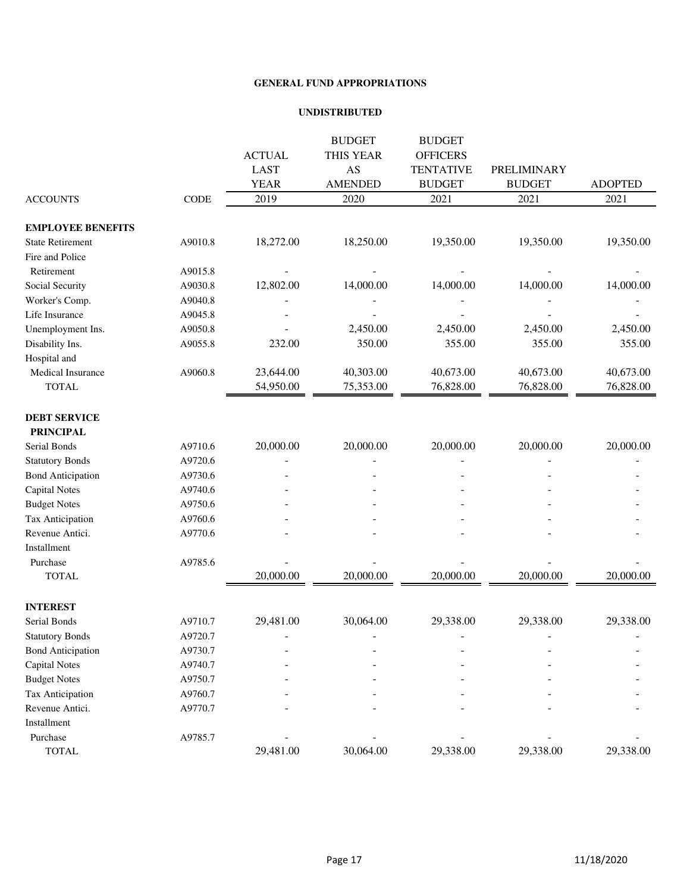# GENERAL FUND APPROPRIATIONS

## UNDISTRIBUTED

| ACCOUNTS | CODE | ACTUAL LAST YEAR 2019 | BUDGET THIS YEAR AS AMENDED 2020 | BUDGET OFFICERS TENTATIVE BUDGET 2021 | PRELIMINARY BUDGET 2021 | ADOPTED 2021 |
|---|---|---|---|---|---|---|
| **EMPLOYEE BENEFITS** | | | | | | |
| State Retirement | A9010.8 | 18,272.00 | 18,250.00 | 19,350.00 | 19,350.00 | 19,350.00 |
| Fire and Police Retirement | A9015.8 | - | - | - | - | - |
| Social Security | A9030.8 | 12,802.00 | 14,000.00 | 14,000.00 | 14,000.00 | 14,000.00 |
| Worker's Comp. | A9040.8 | - | - | - | - | - |
| Life Insurance | A9045.8 | - | - | - | - | - |
| Unemployment Ins. | A9050.8 | - | 2,450.00 | 2,450.00 | 2,450.00 | 2,450.00 |
| Disability Ins. | A9055.8 | 232.00 | 350.00 | 355.00 | 355.00 | 355.00 |
| Hospital and Medical Insurance | A9060.8 | 23,644.00 | 40,303.00 | 40,673.00 | 40,673.00 | 40,673.00 |
| TOTAL | | 54,950.00 | 75,353.00 | 76,828.00 | 76,828.00 | 76,828.00 |
| **DEBT SERVICE** | | | | | | |
| **PRINCIPAL** | | | | | | |
| Serial Bonds | A9710.6 | 20,000.00 | 20,000.00 | 20,000.00 | 20,000.00 | 20,000.00 |
| Statutory Bonds | A9720.6 | - | - | - | - | - |
| Bond Anticipation | A9730.6 | - | - | - | - | - |
| Capital Notes | A9740.6 | - | - | - | - | - |
| Budget Notes | A9750.6 | - | - | - | - | - |
| Tax Anticipation | A9760.6 | - | - | - | - | - |
| Revenue Antici. | A9770.6 | - | - | - | - | - |
| Installment Purchase | A9785.6 | - | - | - | - | - |
| TOTAL | | 20,000.00 | 20,000.00 | 20,000.00 | 20,000.00 | 20,000.00 |
| **INTEREST** | | | | | | |
| Serial Bonds | A9710.7 | 29,481.00 | 30,064.00 | 29,338.00 | 29,338.00 | 29,338.00 |
| Statutory Bonds | A9720.7 | - | - | - | - | - |
| Bond Anticipation | A9730.7 | - | - | - | - | - |
| Capital Notes | A9740.7 | - | - | - | - | - |
| Budget Notes | A9750.7 | - | - | - | - | - |
| Tax Anticipation | A9760.7 | - | - | - | - | - |
| Revenue Antici. | A9770.7 | - | - | - | - | - |
| Installment Purchase | A9785.7 | - | - | - | - | - |
| TOTAL | | 29,481.00 | 30,064.00 | 29,338.00 | 29,338.00 | 29,338.00 |

11/18/2020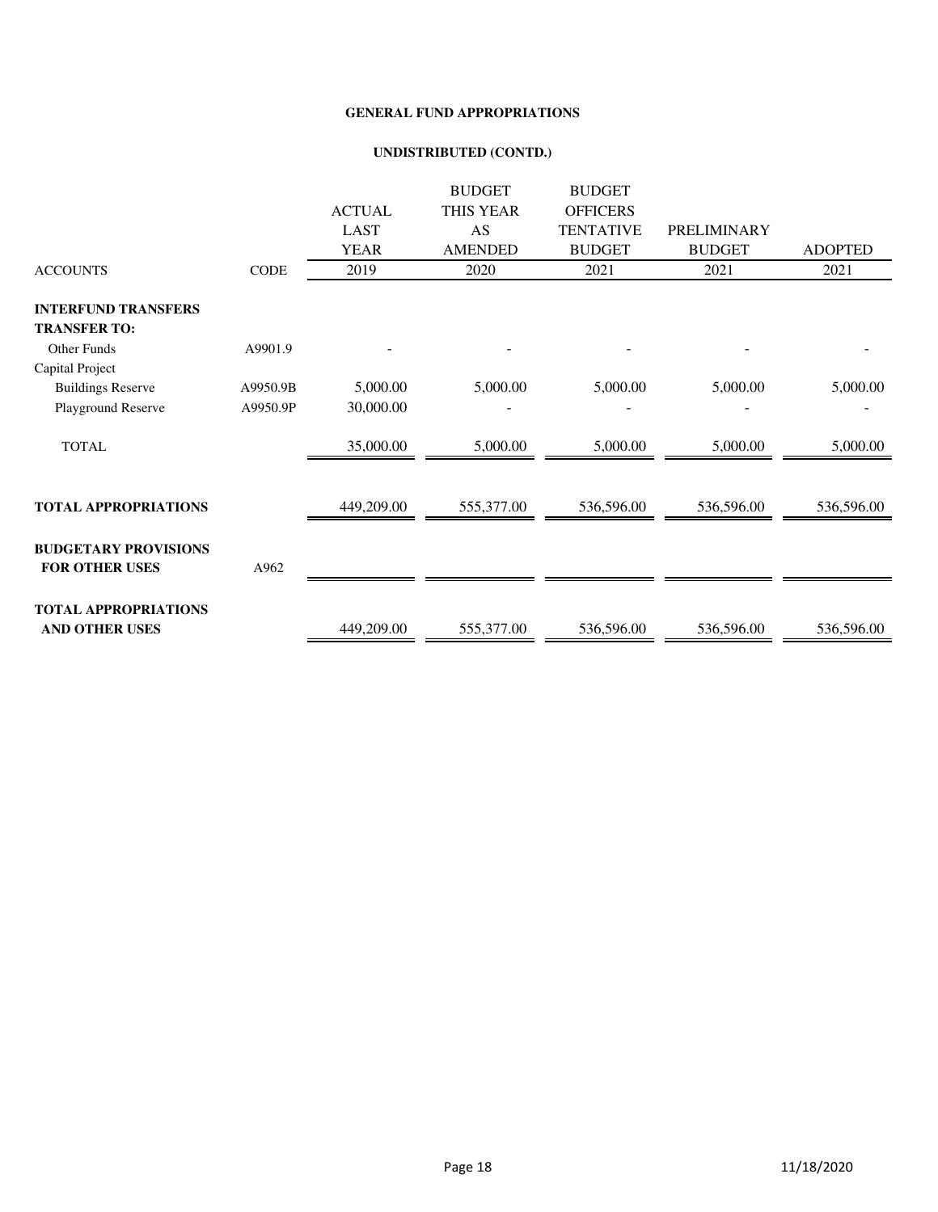**GENERAL FUND APPROPRIATIONS**

**UNDISTRIBUTED (CONTD.)**

| ACCOUNTS | CODE | ACTUAL LAST YEAR 2019 | BUDGET THIS YEAR AS AMENDED 2020 | BUDGET OFFICERS TENTATIVE BUDGET 2021 | PRELIMINARY BUDGET 2021 | ADOPTED 2021 |
|---|---|---|---|---|---|---|
| **INTERFUND TRANSFERS** | | | | | | |
| **TRANSFER TO:** | | | | | | |
| Other Funds | A9901.9 | - | - | - | - | - |
| Capital Project | | | | | | |
| Buildings Reserve | A9950.9B | 5,000.00 | 5,000.00 | 5,000.00 | 5,000.00 | 5,000.00 |
| Playground Reserve | A9950.9P | 30,000.00 | - | - | - | - |
| TOTAL | | 35,000.00 | 5,000.00 | 5,000.00 | 5,000.00 | 5,000.00 |
| **TOTAL APPROPRIATIONS** | | 449,209.00 | 555,377.00 | 536,596.00 | 536,596.00 | 536,596.00 |
| **BUDGETARY PROVISIONS FOR OTHER USES** | A962 | | | | | |
| **TOTAL APPROPRIATIONS AND OTHER USES** | | 449,209.00 | 555,377.00 | 536,596.00 | 536,596.00 | 536,596.00 |

11/18/2020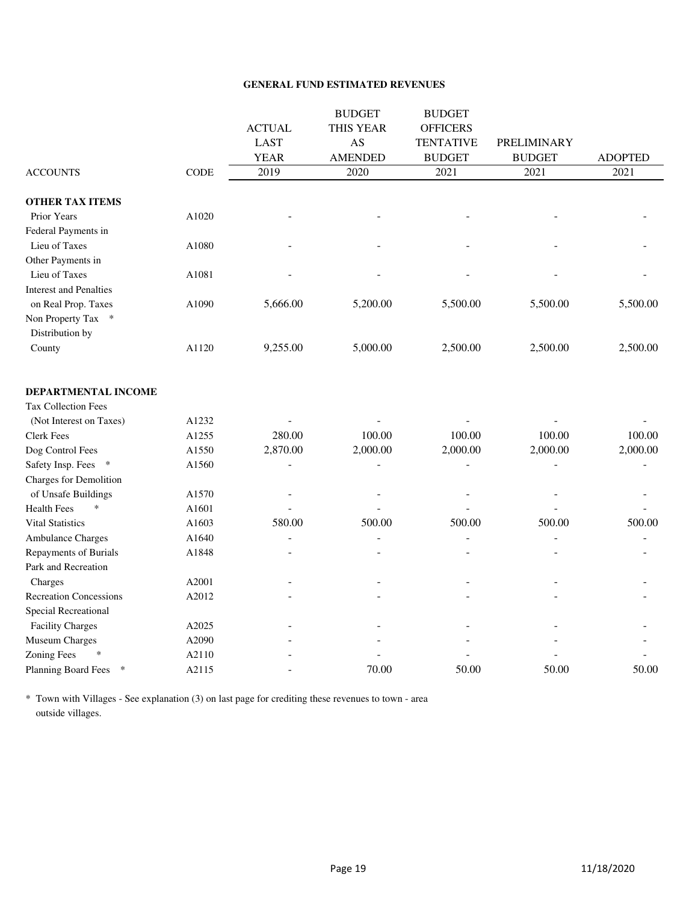## GENERAL FUND ESTIMATED REVENUES

| ACCOUNTS | CODE | ACTUAL LAST YEAR 2019 | BUDGET THIS YEAR AS AMENDED 2020 | BUDGET OFFICERS TENTATIVE BUDGET 2021 | PRELIMINARY BUDGET 2021 | ADOPTED 2021 |
|---|---|---|---|---|---|---|
| **OTHER TAX ITEMS** | | | | | | |
| Prior Years | A1020 | - | - | - | - | - |
| Federal Payments in Lieu of Taxes | A1080 | - | - | - | - | - |
| Other Payments in Lieu of Taxes | A1081 | - | - | - | - | - |
| Interest and Penalties on Real Prop. Taxes | A1090 | 5,666.00 | 5,200.00 | 5,500.00 | 5,500.00 | 5,500.00 |
| Non Property Tax * Distribution by County | A1120 | 9,255.00 | 5,000.00 | 2,500.00 | 2,500.00 | 2,500.00 |
| **DEPARTMENTAL INCOME** | | | | | | |
| Tax Collection Fees (Not Interest on Taxes) | A1232 | - | - | - | - | - |
| Clerk Fees | A1255 | 280.00 | 100.00 | 100.00 | 100.00 | 100.00 |
| Dog Control Fees | A1550 | 2,870.00 | 2,000.00 | 2,000.00 | 2,000.00 | 2,000.00 |
| Safety Insp. Fees * | A1560 | - | - | - | - | - |
| Charges for Demolition of Unsafe Buildings | A1570 | - | - | - | - | - |
| Health Fees * | A1601 | - | - | - | - | - |
| Vital Statistics | A1603 | 580.00 | 500.00 | 500.00 | 500.00 | 500.00 |
| Ambulance Charges | A1640 | - | - | - | - | - |
| Repayments of Burials | A1848 | - | - | - | - | - |
| Park and Recreation Charges | A2001 | - | - | - | - | - |
| Recreation Concessions | A2012 | - | - | - | - | - |
| Special Recreational Facility Charges | A2025 | - | - | - | - | - |
| Museum Charges | A2090 | - | - | - | - | - |
| Zoning Fees * | A2110 | - | - | - | - | - |
| Planning Board Fees * | A2115 | - | 70.00 | 50.00 | 50.00 | 50.00 |

* Town with Villages - See explanation (3) on last page for crediting these revenues to town - area outside villages.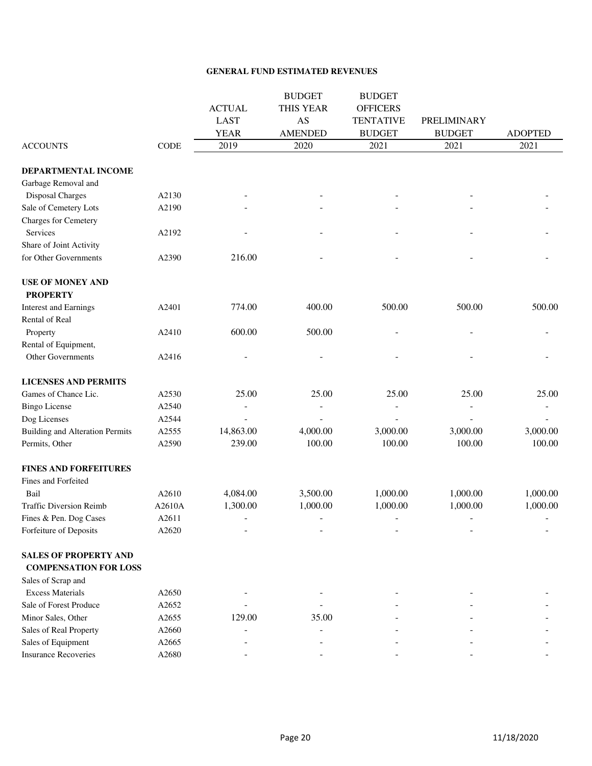## GENERAL FUND ESTIMATED REVENUES

| ACCOUNTS | CODE | ACTUAL LAST YEAR 2019 | BUDGET THIS YEAR AS AMENDED 2020 | BUDGET OFFICERS TENTATIVE BUDGET 2021 | PRELIMINARY BUDGET 2021 | ADOPTED 2021 |
|---|---|---|---|---|---|---|
| **DEPARTMENTAL INCOME** | | | | | | |
| Garbage Removal and Disposal Charges | A2130 | - | - | - | - | - |
| Sale of Cemetery Lots | A2190 | - | - | - | - | - |
| Charges for Cemetery Services | A2192 | - | - | - | - | - |
| Share of Joint Activity for Other Governments | A2390 | 216.00 | - | - | - | - |
| **USE OF MONEY AND PROPERTY** | | | | | | |
| Interest and Earnings | A2401 | 774.00 | 400.00 | 500.00 | 500.00 | 500.00 |
| Rental of Real Property | A2410 | 600.00 | 500.00 | - | - | - |
| Rental of Equipment, Other Governments | A2416 | - | - | - | - | - |
| **LICENSES AND PERMITS** | | | | | | |
| Games of Chance Lic. | A2530 | 25.00 | 25.00 | 25.00 | 25.00 | 25.00 |
| Bingo License | A2540 | - | - | - | - | - |
| Dog Licenses | A2544 | - | - | - | - | - |
| Building and Alteration Permits | A2555 | 14,863.00 | 4,000.00 | 3,000.00 | 3,000.00 | 3,000.00 |
| Permits, Other | A2590 | 239.00 | 100.00 | 100.00 | 100.00 | 100.00 |
| **FINES AND FORFEITURES** | | | | | | |
| Fines and Forfeited Bail | A2610 | 4,084.00 | 3,500.00 | 1,000.00 | 1,000.00 | 1,000.00 |
| Traffic Diversion Reimb | A2610A | 1,300.00 | 1,000.00 | 1,000.00 | 1,000.00 | 1,000.00 |
| Fines & Pen. Dog Cases | A2611 | - | - | - | - | - |
| Forfeiture of Deposits | A2620 | - | - | - | - | - |
| **SALES OF PROPERTY AND COMPENSATION FOR LOSS** | | | | | | |
| Sales of Scrap and Excess Materials | A2650 | - | - | - | - | - |
| Sale of Forest Produce | A2652 | - | - | - | - | - |
| Minor Sales, Other | A2655 | 129.00 | 35.00 | - | - | - |
| Sales of Real Property | A2660 | - | - | - | - | - |
| Sales of Equipment | A2665 | - | - | - | - | - |
| Insurance Recoveries | A2680 | - | - | - | - | - |

11/18/2020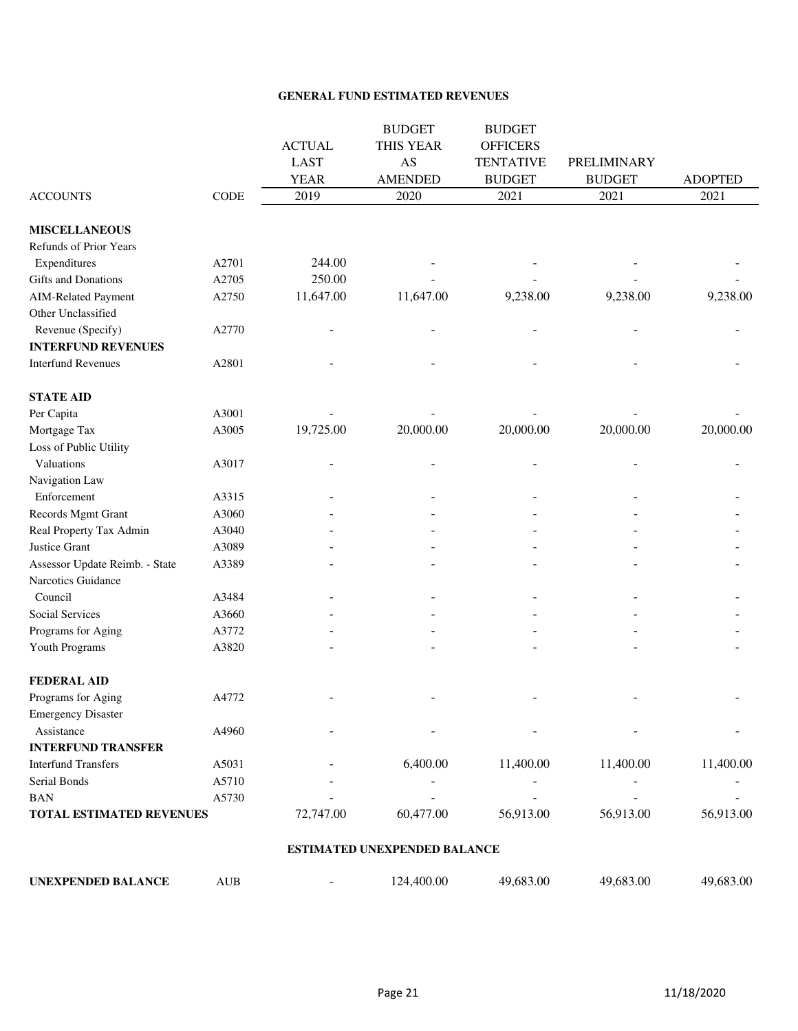### GENERAL FUND ESTIMATED REVENUES

| ACCOUNTS | CODE | ACTUAL LAST YEAR 2019 | BUDGET THIS YEAR AS AMENDED 2020 | BUDGET OFFICERS TENTATIVE BUDGET 2021 | PRELIMINARY BUDGET 2021 | ADOPTED 2021 |
|---|---|---|---|---|---|---|
| **MISCELLANEOUS** | | | | | | |
| Refunds of Prior Years Expenditures | A2701 | 244.00 | - | - | - | - |
| Gifts and Donations | A2705 | 250.00 | - | - | - | - |
| AIM-Related Payment | A2750 | 11,647.00 | 11,647.00 | 9,238.00 | 9,238.00 | 9,238.00 |
| Other Unclassified Revenue (Specify) | A2770 | - | - | - | - | - |
| **INTERFUND REVENUES** | | | | | | |
| Interfund Revenues | A2801 | - | - | - | - | - |
| **STATE AID** | | | | | | |
| Per Capita | A3001 | - | - | - | - | - |
| Mortgage Tax | A3005 | 19,725.00 | 20,000.00 | 20,000.00 | 20,000.00 | 20,000.00 |
| Loss of Public Utility Valuations | A3017 | - | - | - | - | - |
| Navigation Law Enforcement | A3315 | - | - | - | - | - |
| Records Mgmt Grant | A3060 | - | - | - | - | - |
| Real Property Tax Admin | A3040 | - | - | - | - | - |
| Justice Grant | A3089 | - | - | - | - | - |
| Assessor Update Reimb. - State | A3389 | - | - | - | - | - |
| Narcotics Guidance Council | A3484 | - | - | - | - | - |
| Social Services | A3660 | - | - | - | - | - |
| Programs for Aging | A3772 | - | - | - | - | - |
| Youth Programs | A3820 | - | - | - | - | - |
| **FEDERAL AID** | | | | | | |
| Programs for Aging | A4772 | - | - | - | - | - |
| Emergency Disaster Assistance | A4960 | - | - | - | - | - |
| **INTERFUND TRANSFER** | | | | | | |
| Interfund Transfers | A5031 | - | 6,400.00 | 11,400.00 | 11,400.00 | 11,400.00 |
| Serial Bonds | A5710 | - | - | - | - | - |
| BAN | A5730 | - | - | - | - | - |
| **TOTAL ESTIMATED REVENUES** | | 72,747.00 | 60,477.00 | 56,913.00 | 56,913.00 | 56,913.00 |

### ESTIMATED UNEXPENDED BALANCE

| | | | | | | |
|---|---|---|---|---|---|---|
| **UNEXPENDED BALANCE** | AUB | - | 124,400.00 | 49,683.00 | 49,683.00 | 49,683.00 |

11/18/2020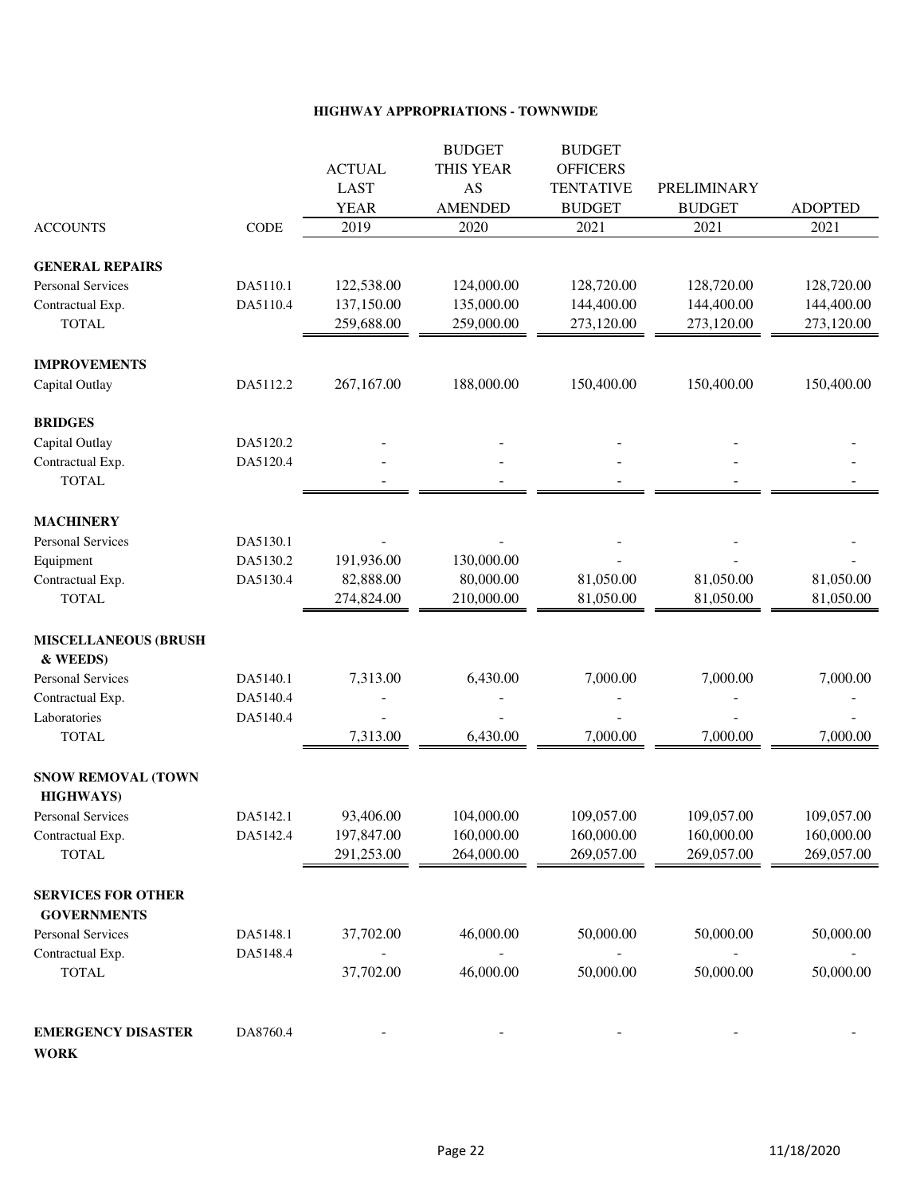## HIGHWAY APPROPRIATIONS - TOWNWIDE

| ACCOUNTS | CODE | ACTUAL LAST YEAR 2019 | BUDGET THIS YEAR AS AMENDED 2020 | BUDGET OFFICERS TENTATIVE BUDGET 2021 | PRELIMINARY BUDGET 2021 | ADOPTED 2021 |
|---|---|---|---|---|---|---|
| **GENERAL REPAIRS** | | | | | | |
| Personal Services | DA5110.1 | 122,538.00 | 124,000.00 | 128,720.00 | 128,720.00 | 128,720.00 |
| Contractual Exp. | DA5110.4 | 137,150.00 | 135,000.00 | 144,400.00 | 144,400.00 | 144,400.00 |
| TOTAL | | 259,688.00 | 259,000.00 | 273,120.00 | 273,120.00 | 273,120.00 |
| **IMPROVEMENTS** | | | | | | |
| Capital Outlay | DA5112.2 | 267,167.00 | 188,000.00 | 150,400.00 | 150,400.00 | 150,400.00 |
| **BRIDGES** | | | | | | |
| Capital Outlay | DA5120.2 | - | - | - | - | - |
| Contractual Exp. | DA5120.4 | - | - | - | - | - |
| TOTAL | | - | - | - | - | - |
| **MACHINERY** | | | | | | |
| Personal Services | DA5130.1 | - | - | - | - | - |
| Equipment | DA5130.2 | 191,936.00 | 130,000.00 | - | - | - |
| Contractual Exp. | DA5130.4 | 82,888.00 | 80,000.00 | 81,050.00 | 81,050.00 | 81,050.00 |
| TOTAL | | 274,824.00 | 210,000.00 | 81,050.00 | 81,050.00 | 81,050.00 |
| **MISCELLANEOUS (BRUSH & WEEDS)** | | | | | | |
| Personal Services | DA5140.1 | 7,313.00 | 6,430.00 | 7,000.00 | 7,000.00 | 7,000.00 |
| Contractual Exp. | DA5140.4 | - | - | - | - | - |
| Laboratories | DA5140.4 | - | - | - | - | - |
| TOTAL | | 7,313.00 | 6,430.00 | 7,000.00 | 7,000.00 | 7,000.00 |
| **SNOW REMOVAL (TOWN HIGHWAYS)** | | | | | | |
| Personal Services | DA5142.1 | 93,406.00 | 104,000.00 | 109,057.00 | 109,057.00 | 109,057.00 |
| Contractual Exp. | DA5142.4 | 197,847.00 | 160,000.00 | 160,000.00 | 160,000.00 | 160,000.00 |
| TOTAL | | 291,253.00 | 264,000.00 | 269,057.00 | 269,057.00 | 269,057.00 |
| **SERVICES FOR OTHER GOVERNMENTS** | | | | | | |
| Personal Services | DA5148.1 | 37,702.00 | 46,000.00 | 50,000.00 | 50,000.00 | 50,000.00 |
| Contractual Exp. | DA5148.4 | - | - | - | - | - |
| TOTAL | | 37,702.00 | 46,000.00 | 50,000.00 | 50,000.00 | 50,000.00 |
| **EMERGENCY DISASTER WORK** | DA8760.4 | - | - | - | - | - |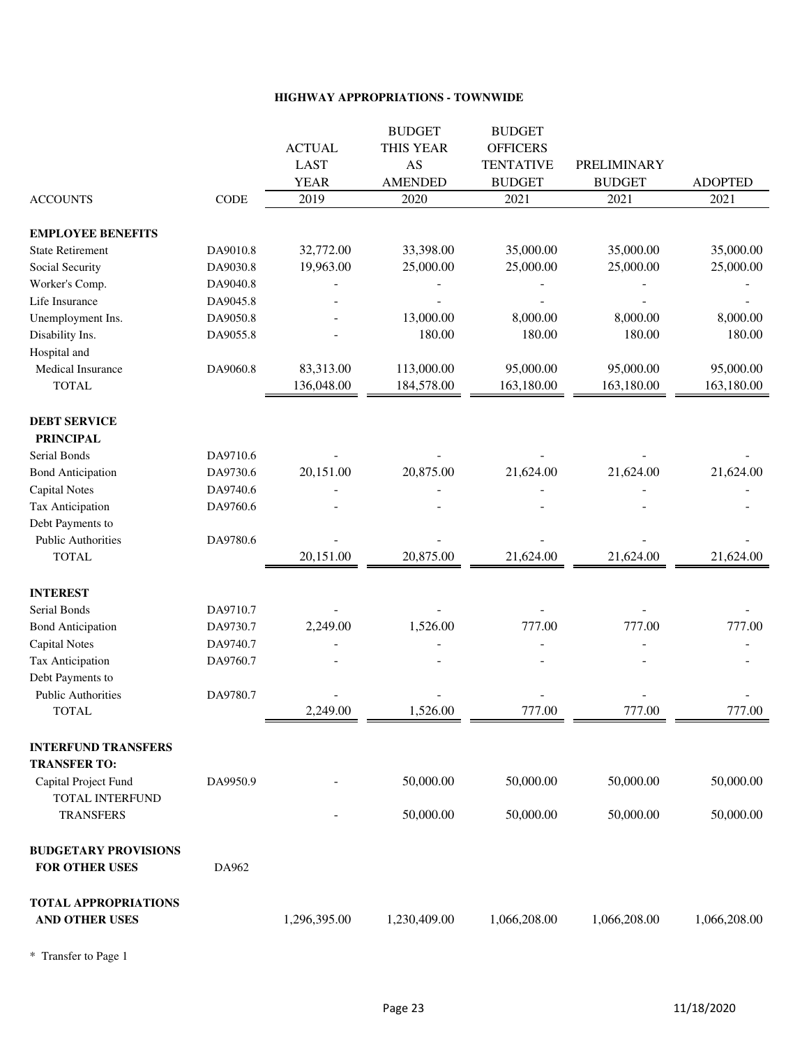## HIGHWAY APPROPRIATIONS - TOWNWIDE

| ACCOUNTS | CODE | ACTUAL LAST YEAR 2019 | BUDGET THIS YEAR AS AMENDED 2020 | BUDGET OFFICERS TENTATIVE BUDGET 2021 | PRELIMINARY BUDGET 2021 | ADOPTED 2021 |
|---|---|---|---|---|---|---|
| **EMPLOYEE BENEFITS** | | | | | | |
| State Retirement | DA9010.8 | 32,772.00 | 33,398.00 | 35,000.00 | 35,000.00 | 35,000.00 |
| Social Security | DA9030.8 | 19,963.00 | 25,000.00 | 25,000.00 | 25,000.00 | 25,000.00 |
| Worker's Comp. | DA9040.8 | - | - | - | - | - |
| Life Insurance | DA9045.8 | - | - | - | - | - |
| Unemployment Ins. | DA9050.8 | - | 13,000.00 | 8,000.00 | 8,000.00 | 8,000.00 |
| Disability Ins. | DA9055.8 | - | 180.00 | 180.00 | 180.00 | 180.00 |
| Hospital and Medical Insurance | DA9060.8 | 83,313.00 | 113,000.00 | 95,000.00 | 95,000.00 | 95,000.00 |
| TOTAL | | 136,048.00 | 184,578.00 | 163,180.00 | 163,180.00 | 163,180.00 |
| **DEBT SERVICE** | | | | | | |
| **PRINCIPAL** | | | | | | |
| Serial Bonds | DA9710.6 | - | - | - | - | - |
| Bond Anticipation | DA9730.6 | 20,151.00 | 20,875.00 | 21,624.00 | 21,624.00 | 21,624.00 |
| Capital Notes | DA9740.6 | - | - | - | - | - |
| Tax Anticipation | DA9760.6 | - | - | - | - | - |
| Debt Payments to Public Authorities | DA9780.6 | - | - | - | - | - |
| TOTAL | | 20,151.00 | 20,875.00 | 21,624.00 | 21,624.00 | 21,624.00 |
| **INTEREST** | | | | | | |
| Serial Bonds | DA9710.7 | - | - | - | - | - |
| Bond Anticipation | DA9730.7 | 2,249.00 | 1,526.00 | 777.00 | 777.00 | 777.00 |
| Capital Notes | DA9740.7 | - | - | - | - | - |
| Tax Anticipation | DA9760.7 | - | - | - | - | - |
| Debt Payments to Public Authorities | DA9780.7 | - | - | - | - | - |
| TOTAL | | 2,249.00 | 1,526.00 | 777.00 | 777.00 | 777.00 |
| **INTERFUND TRANSFERS** | | | | | | |
| **TRANSFER TO:** | | | | | | |
| Capital Project Fund | DA9950.9 | - | 50,000.00 | 50,000.00 | 50,000.00 | 50,000.00 |
| TOTAL INTERFUND TRANSFERS | | - | 50,000.00 | 50,000.00 | 50,000.00 | 50,000.00 |
| **BUDGETARY PROVISIONS FOR OTHER USES** | DA962 | | | | | |
| **TOTAL APPROPRIATIONS AND OTHER USES** | | 1,296,395.00 | 1,230,409.00 | 1,066,208.00 | 1,066,208.00 | 1,066,208.00 |

* Transfer to Page 1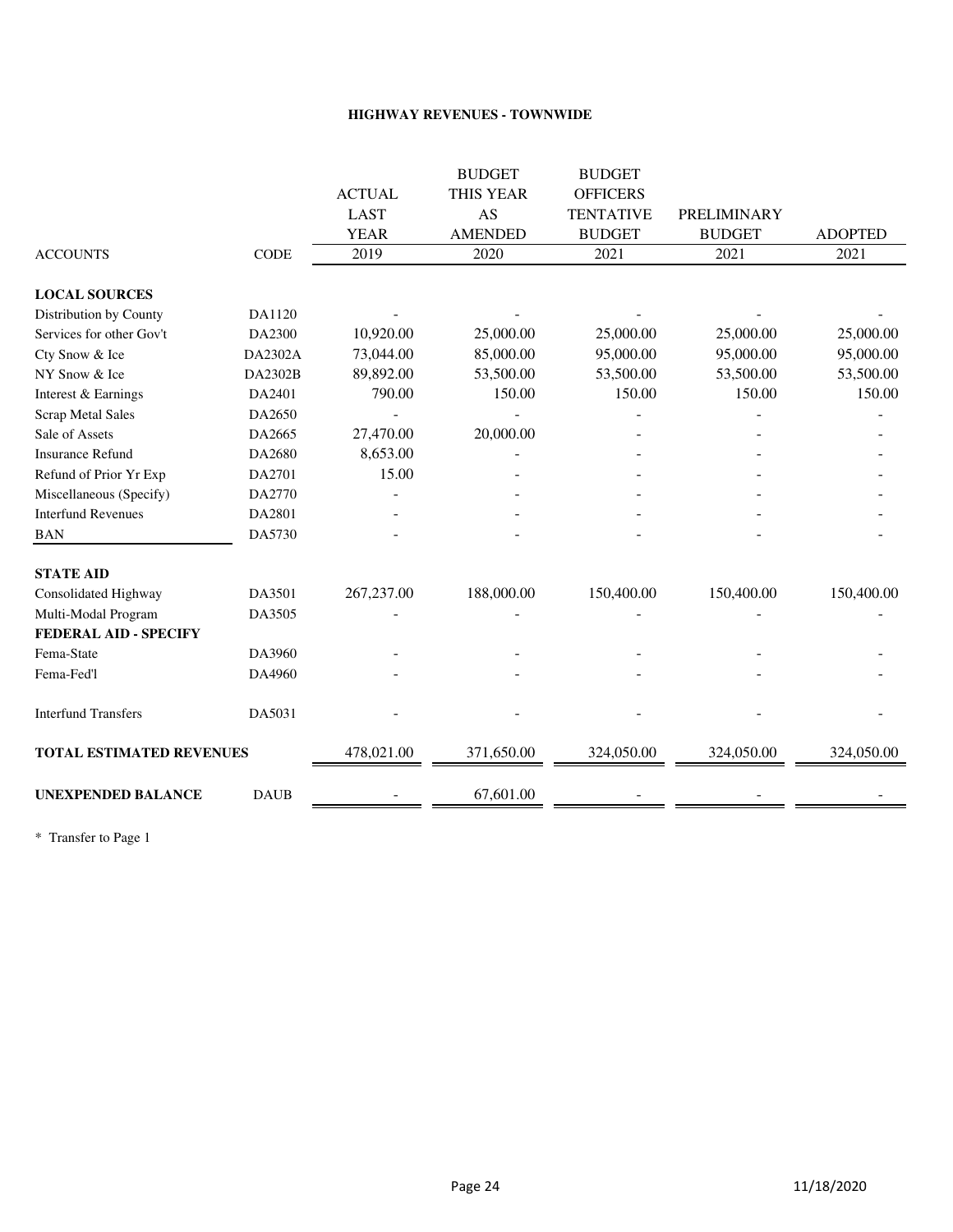**HIGHWAY REVENUES - TOWNWIDE**

| ACCOUNTS | CODE | ACTUAL LAST YEAR 2019 | BUDGET THIS YEAR AS AMENDED 2020 | BUDGET OFFICERS TENTATIVE BUDGET 2021 | PRELIMINARY BUDGET 2021 | ADOPTED 2021 |
|---|---|---|---|---|---|---|
| **LOCAL SOURCES** | | | | | | |
| Distribution by County | DA1120 | - | - | - | - | - |
| Services for other Gov't | DA2300 | 10,920.00 | 25,000.00 | 25,000.00 | 25,000.00 | 25,000.00 |
| Cty Snow & Ice | DA2302A | 73,044.00 | 85,000.00 | 95,000.00 | 95,000.00 | 95,000.00 |
| NY Snow & Ice | DA2302B | 89,892.00 | 53,500.00 | 53,500.00 | 53,500.00 | 53,500.00 |
| Interest & Earnings | DA2401 | 790.00 | 150.00 | 150.00 | 150.00 | 150.00 |
| Scrap Metal Sales | DA2650 | - | - | - | - | - |
| Sale of Assets | DA2665 | 27,470.00 | 20,000.00 | - | - | - |
| Insurance Refund | DA2680 | 8,653.00 | - | - | - | - |
| Refund of Prior Yr Exp | DA2701 | 15.00 | - | - | - | - |
| Miscellaneous (Specify) | DA2770 | - | - | - | - | - |
| Interfund Revenues | DA2801 | - | - | - | - | - |
| BAN | DA5730 | - | - | - | - | - |
| **STATE AID** | | | | | | |
| Consolidated Highway | DA3501 | 267,237.00 | 188,000.00 | 150,400.00 | 150,400.00 | 150,400.00 |
| Multi-Modal Program | DA3505 | - | - | - | - | - |
| **FEDERAL AID - SPECIFY** | | | | | | |
| Fema-State | DA3960 | - | - | - | - | - |
| Fema-Fed'l | DA4960 | - | - | - | - | - |
| Interfund Transfers | DA5031 | - | - | - | - | - |
| **TOTAL ESTIMATED REVENUES** | | 478,021.00 | 371,650.00 | 324,050.00 | 324,050.00 | 324,050.00 |
| **UNEXPENDED BALANCE** | DAUB | - | 67,601.00 | - | - | - |

* Transfer to Page 1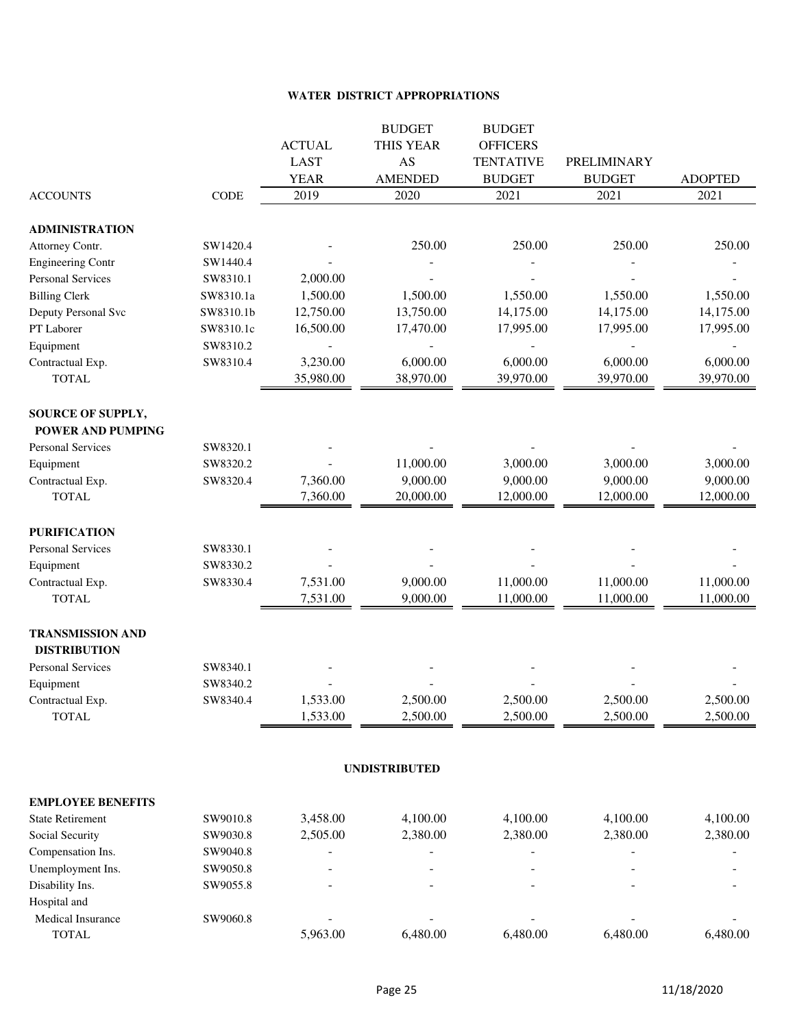**WATER DISTRICT APPROPRIATIONS**

| ACCOUNTS | CODE | ACTUAL LAST YEAR 2019 | BUDGET THIS YEAR AS AMENDED 2020 | BUDGET OFFICERS TENTATIVE BUDGET 2021 | PRELIMINARY BUDGET 2021 | ADOPTED 2021 |
|---|---|---|---|---|---|---|
| **ADMINISTRATION** | | | | | | |
| Attorney Contr. | SW1420.4 | - | 250.00 | 250.00 | 250.00 | 250.00 |
| Engineering Contr | SW1440.4 | - | - | - | - | - |
| Personal Services | SW8310.1 | 2,000.00 | - | - | - | - |
| Billing Clerk | SW8310.1a | 1,500.00 | 1,500.00 | 1,550.00 | 1,550.00 | 1,550.00 |
| Deputy Personal Svc | SW8310.1b | 12,750.00 | 13,750.00 | 14,175.00 | 14,175.00 | 14,175.00 |
| PT Laborer | SW8310.1c | 16,500.00 | 17,470.00 | 17,995.00 | 17,995.00 | 17,995.00 |
| Equipment | SW8310.2 | - | - | - | - | - |
| Contractual Exp. | SW8310.4 | 3,230.00 | 6,000.00 | 6,000.00 | 6,000.00 | 6,000.00 |
| TOTAL | | 35,980.00 | 38,970.00 | 39,970.00 | 39,970.00 | 39,970.00 |
| **SOURCE OF SUPPLY, POWER AND PUMPING** | | | | | | |
| Personal Services | SW8320.1 | - | - | - | - | - |
| Equipment | SW8320.2 | - | 11,000.00 | 3,000.00 | 3,000.00 | 3,000.00 |
| Contractual Exp. | SW8320.4 | 7,360.00 | 9,000.00 | 9,000.00 | 9,000.00 | 9,000.00 |
| TOTAL | | 7,360.00 | 20,000.00 | 12,000.00 | 12,000.00 | 12,000.00 |
| **PURIFICATION** | | | | | | |
| Personal Services | SW8330.1 | - | - | - | - | - |
| Equipment | SW8330.2 | - | - | - | - | - |
| Contractual Exp. | SW8330.4 | 7,531.00 | 9,000.00 | 11,000.00 | 11,000.00 | 11,000.00 |
| TOTAL | | 7,531.00 | 9,000.00 | 11,000.00 | 11,000.00 | 11,000.00 |
| **TRANSMISSION AND DISTRIBUTION** | | | | | | |
| Personal Services | SW8340.1 | - | - | - | - | - |
| Equipment | SW8340.2 | - | - | - | - | - |
| Contractual Exp. | SW8340.4 | 1,533.00 | 2,500.00 | 2,500.00 | 2,500.00 | 2,500.00 |
| TOTAL | | 1,533.00 | 2,500.00 | 2,500.00 | 2,500.00 | 2,500.00 |

**UNDISTRIBUTED**

| ACCOUNTS | CODE | ACTUAL LAST YEAR 2019 | BUDGET THIS YEAR AS AMENDED 2020 | BUDGET OFFICERS TENTATIVE BUDGET 2021 | PRELIMINARY BUDGET 2021 | ADOPTED 2021 |
|---|---|---|---|---|---|---|
| **EMPLOYEE BENEFITS** | | | | | | |
| State Retirement | SW9010.8 | 3,458.00 | 4,100.00 | 4,100.00 | 4,100.00 | 4,100.00 |
| Social Security | SW9030.8 | 2,505.00 | 2,380.00 | 2,380.00 | 2,380.00 | 2,380.00 |
| Compensation Ins. | SW9040.8 | - | - | - | - | - |
| Unemployment Ins. | SW9050.8 | - | - | - | - | - |
| Disability Ins. | SW9055.8 | - | - | - | - | - |
| Hospital and Medical Insurance | SW9060.8 | - | - | - | - | - |
| TOTAL | | 5,963.00 | 6,480.00 | 6,480.00 | 6,480.00 | 6,480.00 |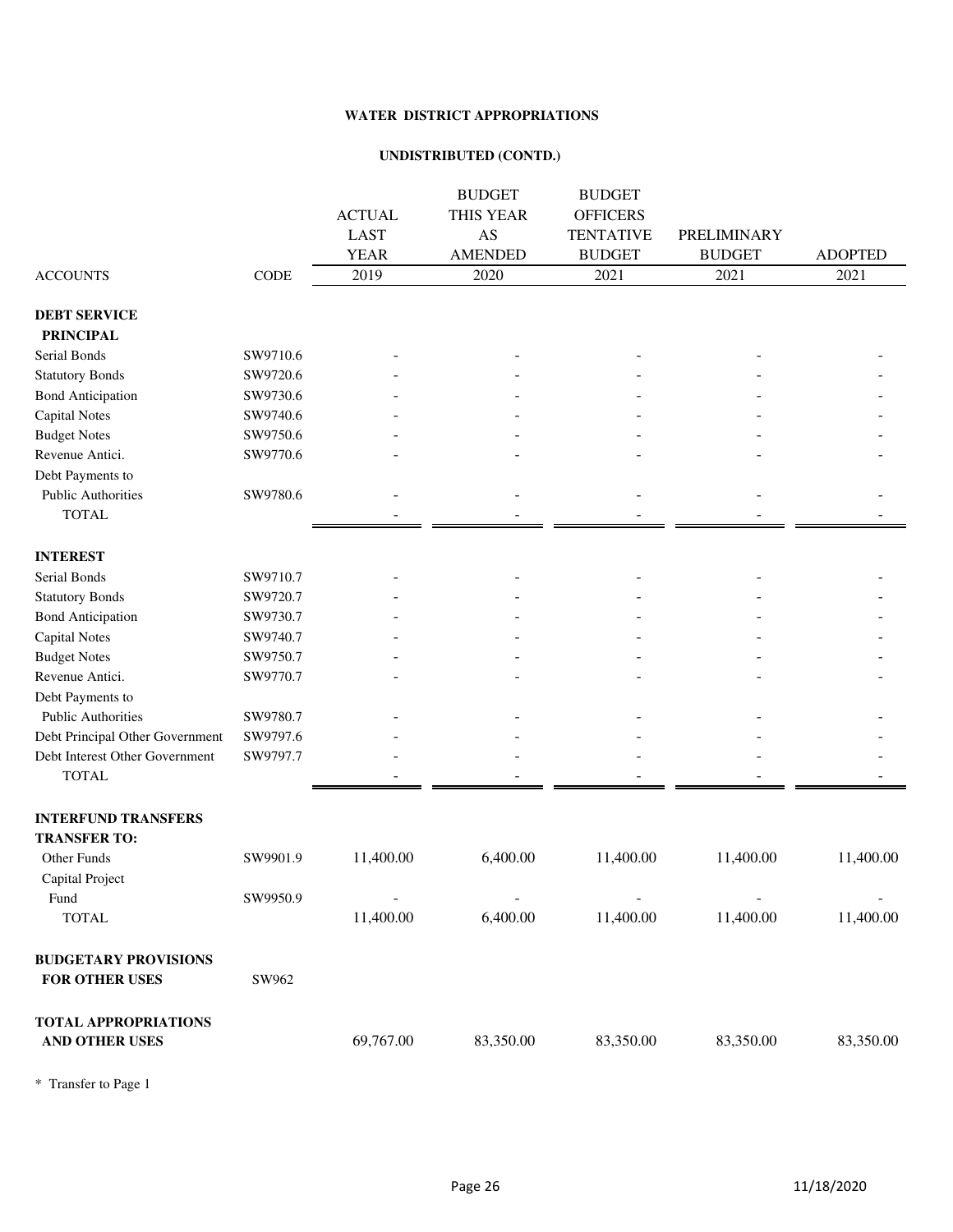**WATER DISTRICT APPROPRIATIONS**

**UNDISTRIBUTED (CONTD.)**

| ACCOUNTS | CODE | ACTUAL LAST YEAR 2019 | BUDGET THIS YEAR AS AMENDED 2020 | BUDGET OFFICERS TENTATIVE BUDGET 2021 | PRELIMINARY BUDGET 2021 | ADOPTED 2021 |
|---|---|---|---|---|---|---|
| **DEBT SERVICE** | | | | | | |
| **PRINCIPAL** | | | | | | |
| Serial Bonds | SW9710.6 | - | - | - | - | - |
| Statutory Bonds | SW9720.6 | - | - | - | - | - |
| Bond Anticipation | SW9730.6 | - | - | - | - | - |
| Capital Notes | SW9740.6 | - | - | - | - | - |
| Budget Notes | SW9750.6 | - | - | - | - | - |
| Revenue Antici. | SW9770.6 | - | - | - | - | - |
| Debt Payments to Public Authorities | SW9780.6 | - | - | - | - | - |
| TOTAL | | - | - | - | - | - |
| **INTEREST** | | | | | | |
| Serial Bonds | SW9710.7 | - | - | - | - | - |
| Statutory Bonds | SW9720.7 | - | - | - | - | - |
| Bond Anticipation | SW9730.7 | - | - | - | - | - |
| Capital Notes | SW9740.7 | - | - | - | - | - |
| Budget Notes | SW9750.7 | - | - | - | - | - |
| Revenue Antici. | SW9770.7 | - | - | - | - | - |
| Debt Payments to Public Authorities | SW9780.7 | - | - | - | - | - |
| Debt Principal Other Government | SW9797.6 | - | - | - | - | - |
| Debt Interest Other Government | SW9797.7 | - | - | - | - | - |
| TOTAL | | - | - | - | - | - |
| **INTERFUND TRANSFERS** | | | | | | |
| **TRANSFER TO:** | | | | | | |
| Other Funds | SW9901.9 | 11,400.00 | 6,400.00 | 11,400.00 | 11,400.00 | 11,400.00 |
| Capital Project Fund | SW9950.9 | - | - | - | - | - |
| TOTAL | | 11,400.00 | 6,400.00 | 11,400.00 | 11,400.00 | 11,400.00 |
| **BUDGETARY PROVISIONS FOR OTHER USES** | SW962 | | | | | |
| **TOTAL APPROPRIATIONS AND OTHER USES** | | 69,767.00 | 83,350.00 | 83,350.00 | 83,350.00 | 83,350.00 |

* Transfer to Page 1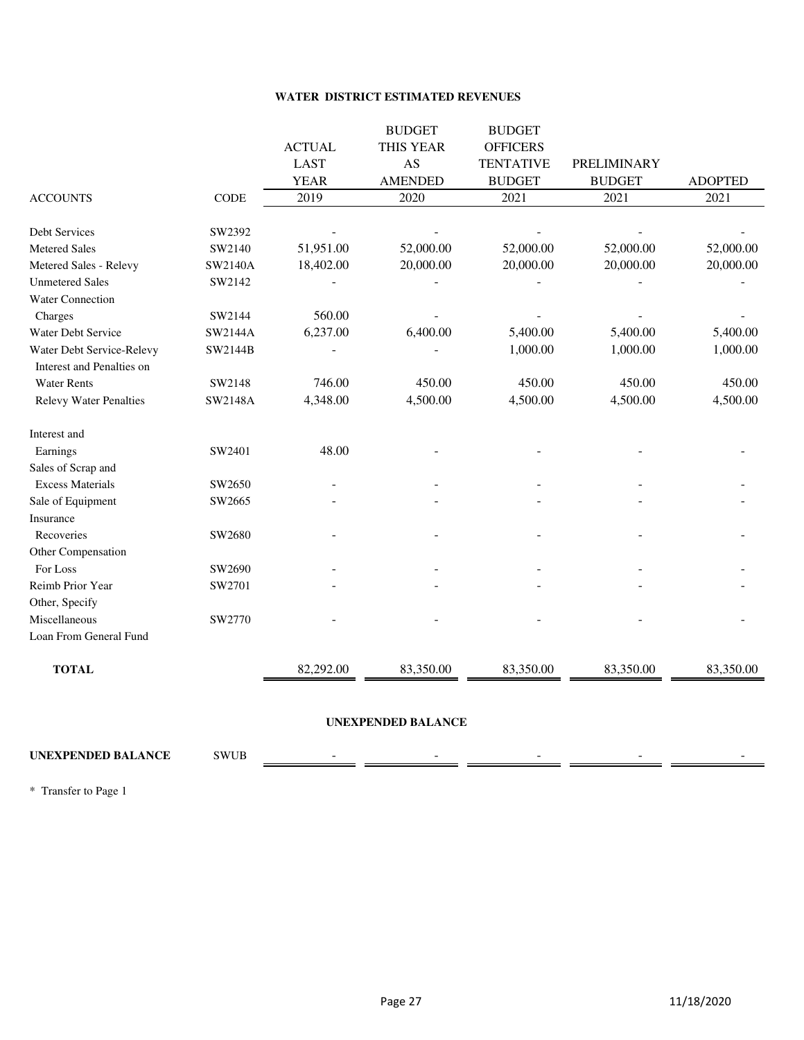## WATER DISTRICT ESTIMATED REVENUES

| ACCOUNTS | CODE | ACTUAL LAST YEAR 2019 | BUDGET THIS YEAR AS AMENDED 2020 | BUDGET OFFICERS TENTATIVE BUDGET 2021 | PRELIMINARY BUDGET 2021 | ADOPTED 2021 |
|---|---|---|---|---|---|---|
| Debt Services | SW2392 | - | - | - | - | - |
| Metered Sales | SW2140 | 51,951.00 | 52,000.00 | 52,000.00 | 52,000.00 | 52,000.00 |
| Metered Sales - Relevy | SW2140A | 18,402.00 | 20,000.00 | 20,000.00 | 20,000.00 | 20,000.00 |
| Unmetered Sales | SW2142 | - | - | - | - | - |
| Water Connection Charges | SW2144 | 560.00 | - | - | - | - |
| Water Debt Service | SW2144A | 6,237.00 | 6,400.00 | 5,400.00 | 5,400.00 | 5,400.00 |
| Water Debt Service-Relevy | SW2144B | - | - | 1,000.00 | 1,000.00 | 1,000.00 |
| Interest and Penalties on Water Rents | SW2148 | 746.00 | 450.00 | 450.00 | 450.00 | 450.00 |
| Relevy Water Penalties | SW2148A | 4,348.00 | 4,500.00 | 4,500.00 | 4,500.00 | 4,500.00 |
| Interest and Earnings | SW2401 | 48.00 | - | - | - | - |
| Sales of Scrap and Excess Materials | SW2650 | - | - | - | - | - |
| Sale of Equipment | SW2665 | - | - | - | - | - |
| Insurance Recoveries | SW2680 | - | - | - | - | - |
| Other Compensation For Loss | SW2690 | - | - | - | - | - |
| Reimb Prior Year | SW2701 | - | - | - | - | - |
| Other, Specify Miscellaneous | SW2770 | - | - | - | - | - |
| Loan From General Fund | | | | | | |
| **TOTAL** | | 82,292.00 | 83,350.00 | 83,350.00 | 83,350.00 | 83,350.00 |

### UNEXPENDED BALANCE

| | | | | | | |
|---|---|---|---|---|---|---|
| **UNEXPENDED BALANCE** | SWUB | - | - | - | - | - |

* Transfer to Page 1

11/18/2020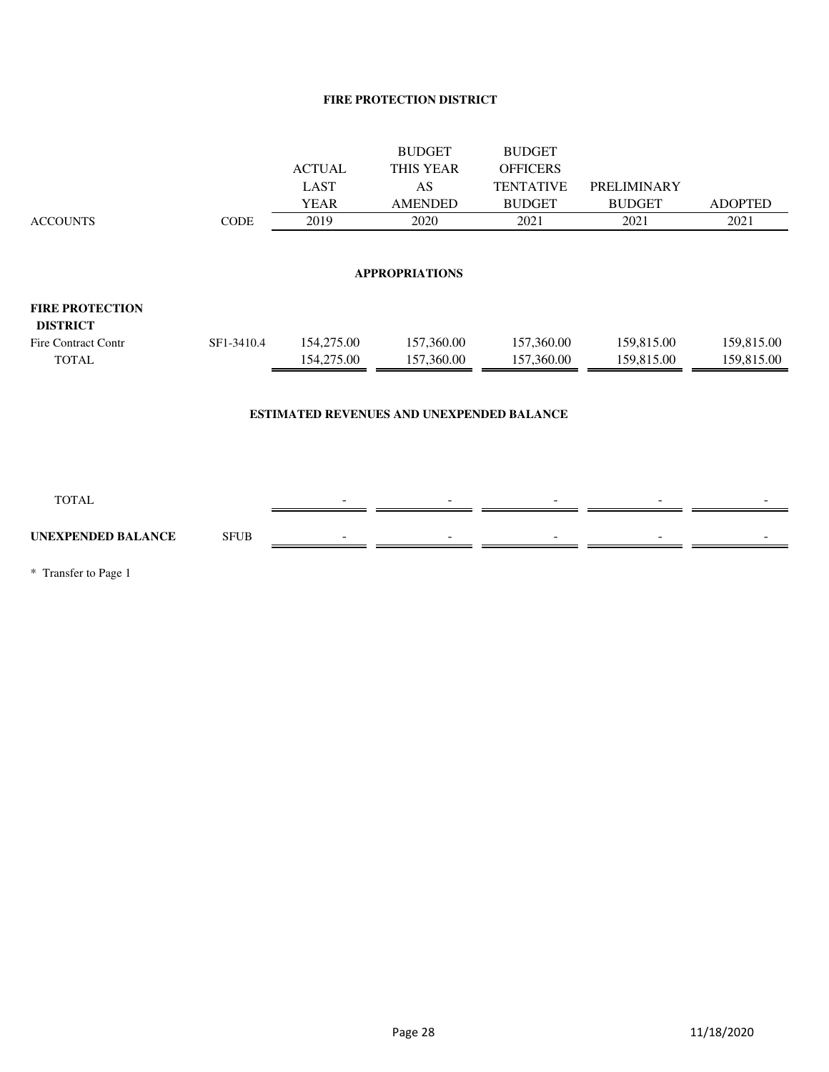**FIRE PROTECTION DISTRICT**

| ACCOUNTS | CODE | ACTUAL LAST YEAR 2019 | BUDGET THIS YEAR AS AMENDED 2020 | BUDGET OFFICERS TENTATIVE BUDGET 2021 | PRELIMINARY BUDGET 2021 | ADOPTED 2021 |
|---|---|---|---|---|---|---|
| | | | **APPROPRIATIONS** | | | |
| **FIRE PROTECTION DISTRICT** | | | | | | |
| Fire Contract Contr | SF1-3410.4 | 154,275.00 | 157,360.00 | 157,360.00 | 159,815.00 | 159,815.00 |
| TOTAL | | 154,275.00 | 157,360.00 | 157,360.00 | 159,815.00 | 159,815.00 |
| | | | **ESTIMATED REVENUES AND UNEXPENDED BALANCE** | | | |
| TOTAL | | - | - | - | - | - |
| **UNEXPENDED BALANCE** | SFUB | - | - | - | - | - |

\* Transfer to Page 1

11/18/2020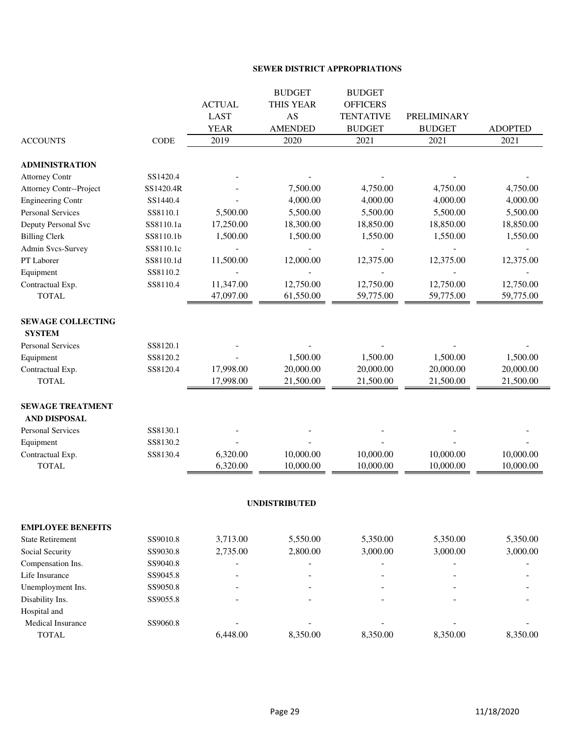## SEWER DISTRICT APPROPRIATIONS

| ACCOUNTS | CODE | ACTUAL LAST YEAR 2019 | BUDGET THIS YEAR AS AMENDED 2020 | BUDGET OFFICERS TENTATIVE BUDGET 2021 | PRELIMINARY BUDGET 2021 | ADOPTED 2021 |
|---|---|---|---|---|---|---|
| **ADMINISTRATION** | | | | | | |
| Attorney Contr | SS1420.4 | - | - | - | - | - |
| Attorney Contr--Project | SS1420.4R | - | 7,500.00 | 4,750.00 | 4,750.00 | 4,750.00 |
| Engineering Contr | SS1440.4 | - | 4,000.00 | 4,000.00 | 4,000.00 | 4,000.00 |
| Personal Services | SS8110.1 | 5,500.00 | 5,500.00 | 5,500.00 | 5,500.00 | 5,500.00 |
| Deputy Personal Svc | SS8110.1a | 17,250.00 | 18,300.00 | 18,850.00 | 18,850.00 | 18,850.00 |
| Billing Clerk | SS8110.1b | 1,500.00 | 1,500.00 | 1,550.00 | 1,550.00 | 1,550.00 |
| Admin Svcs-Survey | SS8110.1c | - | - | - | - | - |
| PT Laborer | SS8110.1d | 11,500.00 | 12,000.00 | 12,375.00 | 12,375.00 | 12,375.00 |
| Equipment | SS8110.2 | - | - | - | - | - |
| Contractual Exp. | SS8110.4 | 11,347.00 | 12,750.00 | 12,750.00 | 12,750.00 | 12,750.00 |
| TOTAL | | 47,097.00 | 61,550.00 | 59,775.00 | 59,775.00 | 59,775.00 |
| **SEWAGE COLLECTING SYSTEM** | | | | | | |
| Personal Services | SS8120.1 | - | - | - | - | - |
| Equipment | SS8120.2 | - | 1,500.00 | 1,500.00 | 1,500.00 | 1,500.00 |
| Contractual Exp. | SS8120.4 | 17,998.00 | 20,000.00 | 20,000.00 | 20,000.00 | 20,000.00 |
| TOTAL | | 17,998.00 | 21,500.00 | 21,500.00 | 21,500.00 | 21,500.00 |
| **SEWAGE TREATMENT AND DISPOSAL** | | | | | | |
| Personal Services | SS8130.1 | - | - | - | - | - |
| Equipment | SS8130.2 | - | - | - | - | - |
| Contractual Exp. | SS8130.4 | 6,320.00 | 10,000.00 | 10,000.00 | 10,000.00 | 10,000.00 |
| TOTAL | | 6,320.00 | 10,000.00 | 10,000.00 | 10,000.00 | 10,000.00 |

### UNDISTRIBUTED

| ACCOUNTS | CODE | ACTUAL LAST YEAR 2019 | BUDGET THIS YEAR AS AMENDED 2020 | BUDGET OFFICERS TENTATIVE BUDGET 2021 | PRELIMINARY BUDGET 2021 | ADOPTED 2021 |
|---|---|---|---|---|---|---|
| **EMPLOYEE BENEFITS** | | | | | | |
| State Retirement | SS9010.8 | 3,713.00 | 5,550.00 | 5,350.00 | 5,350.00 | 5,350.00 |
| Social Security | SS9030.8 | 2,735.00 | 2,800.00 | 3,000.00 | 3,000.00 | 3,000.00 |
| Compensation Ins. | SS9040.8 | - | - | - | - | - |
| Life Insurance | SS9045.8 | - | - | - | - | - |
| Unemployment Ins. | SS9050.8 | - | - | - | - | - |
| Disability Ins. | SS9055.8 | - | - | - | - | - |
| Hospital and Medical Insurance | SS9060.8 | - | - | - | - | - |
| TOTAL | | 6,448.00 | 8,350.00 | 8,350.00 | 8,350.00 | 8,350.00 |

11/18/2020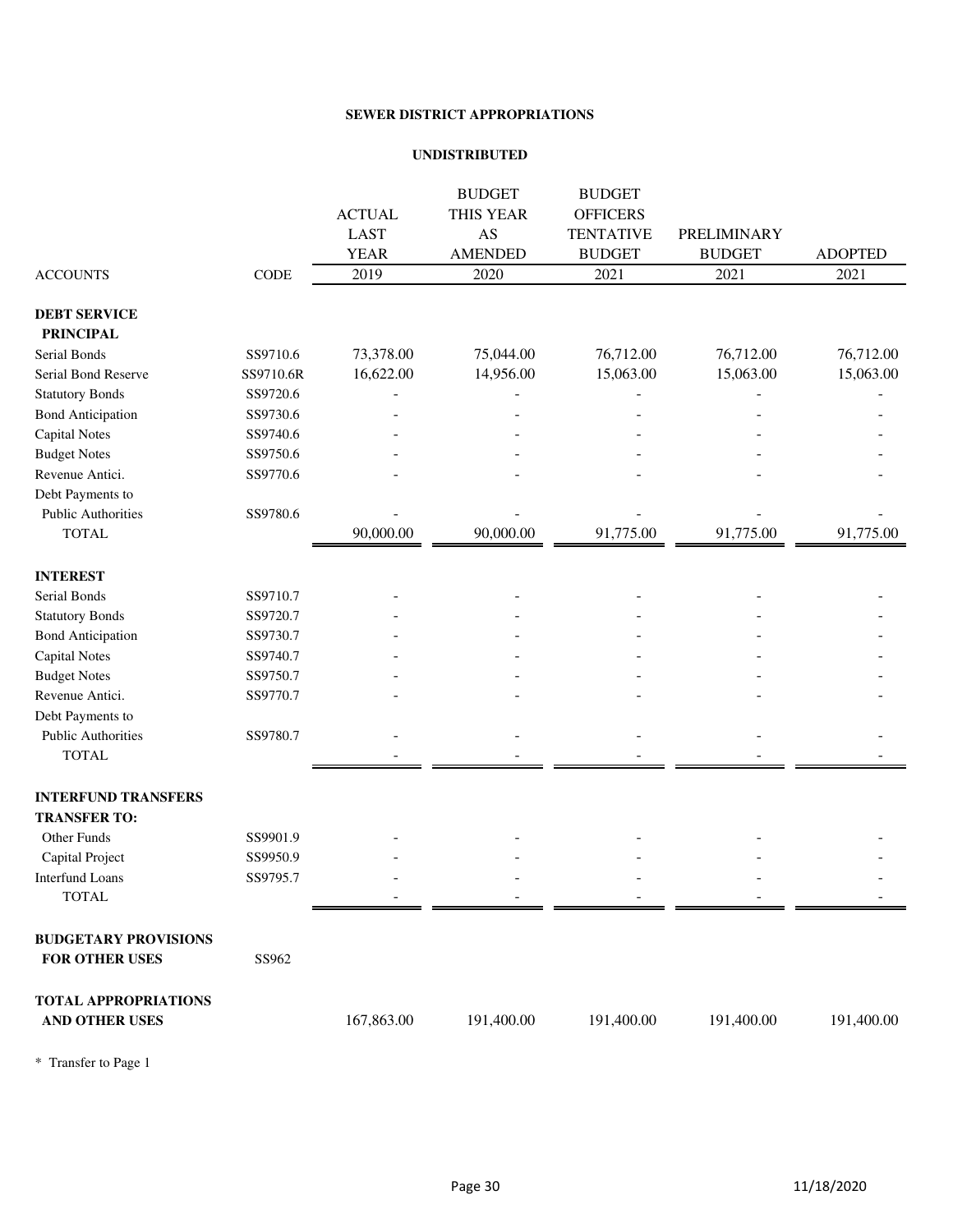**SEWER DISTRICT APPROPRIATIONS**

**UNDISTRIBUTED**

| ACCOUNTS | CODE | ACTUAL LAST YEAR 2019 | BUDGET THIS YEAR AS AMENDED 2020 | BUDGET OFFICERS TENTATIVE BUDGET 2021 | PRELIMINARY BUDGET 2021 | ADOPTED 2021 |
|---|---|---|---|---|---|---|
| **DEBT SERVICE** | | | | | | |
| **PRINCIPAL** | | | | | | |
| Serial Bonds | SS9710.6 | 73,378.00 | 75,044.00 | 76,712.00 | 76,712.00 | 76,712.00 |
| Serial Bond Reserve | SS9710.6R | 16,622.00 | 14,956.00 | 15,063.00 | 15,063.00 | 15,063.00 |
| Statutory Bonds | SS9720.6 | - | - | - | - | - |
| Bond Anticipation | SS9730.6 | - | - | - | - | - |
| Capital Notes | SS9740.6 | - | - | - | - | - |
| Budget Notes | SS9750.6 | - | - | - | - | - |
| Revenue Antici. | SS9770.6 | - | - | - | - | - |
| Debt Payments to Public Authorities | SS9780.6 | - | - | - | - | - |
| TOTAL | | 90,000.00 | 90,000.00 | 91,775.00 | 91,775.00 | 91,775.00 |
| **INTEREST** | | | | | | |
| Serial Bonds | SS9710.7 | - | - | - | - | - |
| Statutory Bonds | SS9720.7 | - | - | - | - | - |
| Bond Anticipation | SS9730.7 | - | - | - | - | - |
| Capital Notes | SS9740.7 | - | - | - | - | - |
| Budget Notes | SS9750.7 | - | - | - | - | - |
| Revenue Antici. | SS9770.7 | - | - | - | - | - |
| Debt Payments to Public Authorities | SS9780.7 | - | - | - | - | - |
| TOTAL | | - | - | - | - | - |
| **INTERFUND TRANSFERS** | | | | | | |
| **TRANSFER TO:** | | | | | | |
| Other Funds | SS9901.9 | - | - | - | - | - |
| Capital Project | SS9950.9 | - | - | - | - | - |
| Interfund Loans | SS9795.7 | - | - | - | - | - |
| TOTAL | | - | - | - | - | - |
| **BUDGETARY PROVISIONS FOR OTHER USES** | SS962 | | | | | |
| **TOTAL APPROPRIATIONS AND OTHER USES** | | 167,863.00 | 191,400.00 | 191,400.00 | 191,400.00 | 191,400.00 |

\* Transfer to Page 1

11/18/2020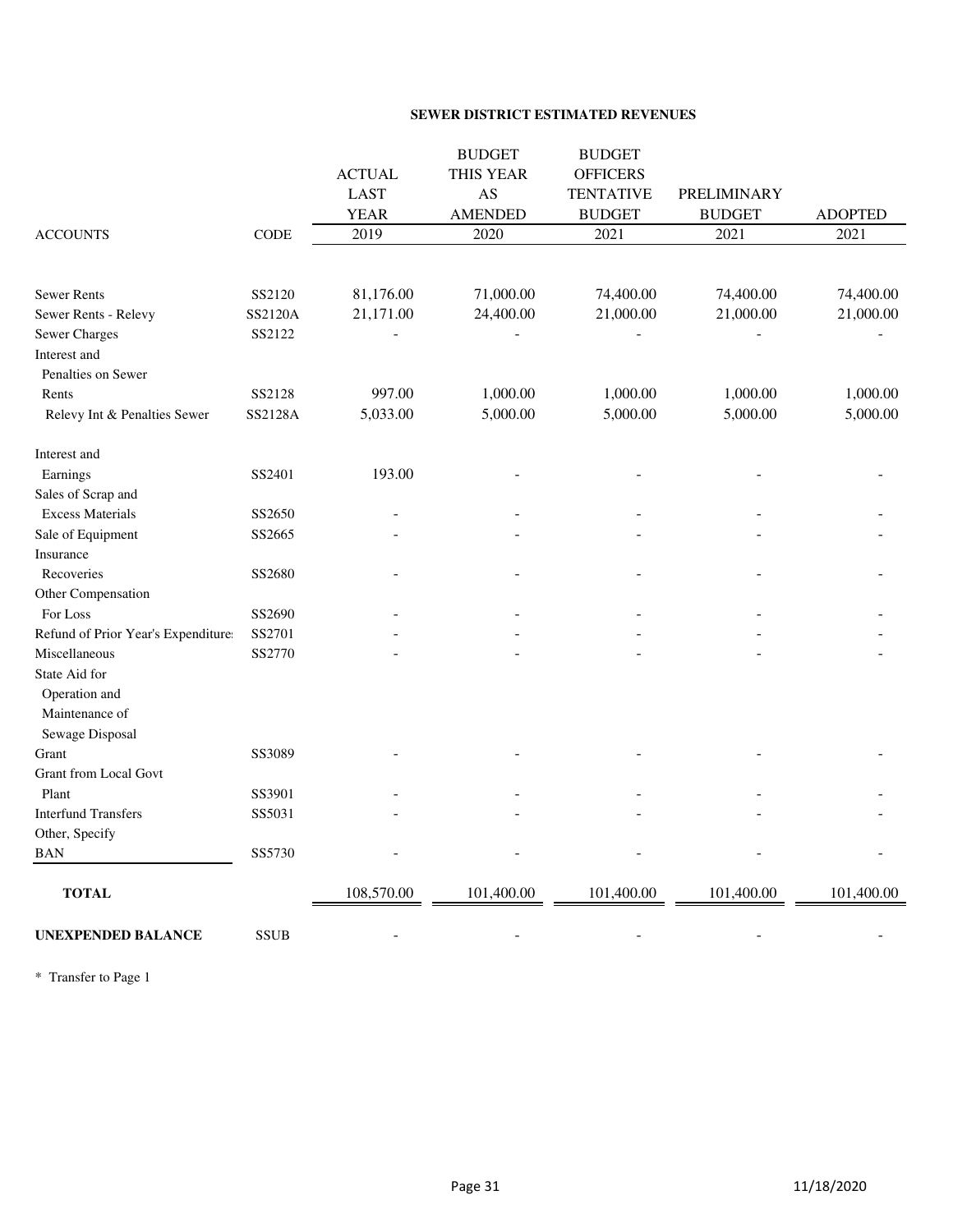## SEWER DISTRICT ESTIMATED REVENUES

| ACCOUNTS | CODE | ACTUAL LAST YEAR 2019 | BUDGET THIS YEAR AS AMENDED 2020 | BUDGET OFFICERS TENTATIVE BUDGET 2021 | PRELIMINARY BUDGET 2021 | ADOPTED 2021 |
|---|---|---|---|---|---|---|
| Sewer Rents | SS2120 | 81,176.00 | 71,000.00 | 74,400.00 | 74,400.00 | 74,400.00 |
| Sewer Rents - Relevy | SS2120A | 21,171.00 | 24,400.00 | 21,000.00 | 21,000.00 | 21,000.00 |
| Sewer Charges | SS2122 | - | - | - | - | - |
| Interest and Penalties on Sewer Rents | SS2128 | 997.00 | 1,000.00 | 1,000.00 | 1,000.00 | 1,000.00 |
| Relevy Int & Penalties Sewer | SS2128A | 5,033.00 | 5,000.00 | 5,000.00 | 5,000.00 | 5,000.00 |
| Interest and Earnings | SS2401 | 193.00 | - | - | - | - |
| Sales of Scrap and Excess Materials | SS2650 | - | - | - | - | - |
| Sale of Equipment | SS2665 | - | - | - | - | - |
| Insurance Recoveries | SS2680 | - | - | - | - | - |
| Other Compensation For Loss | SS2690 | - | - | - | - | - |
| Refund of Prior Year's Expenditure | SS2701 | - | - | - | - | - |
| Miscellaneous | SS2770 | - | - | - | - | - |
| State Aid for Operation and Maintenance of Sewage Disposal Grant | SS3089 | - | - | - | - | - |
| Grant from Local Govt Plant | SS3901 | - | - | - | - | - |
| Interfund Transfers | SS5031 | - | - | - | - | - |
| Other, Specify BAN | SS5730 | - | - | - | - | - |
| **TOTAL** | | 108,570.00 | 101,400.00 | 101,400.00 | 101,400.00 | 101,400.00 |
| **UNEXPENDED BALANCE** | SSUB | - | - | - | - | - |

* Transfer to Page 1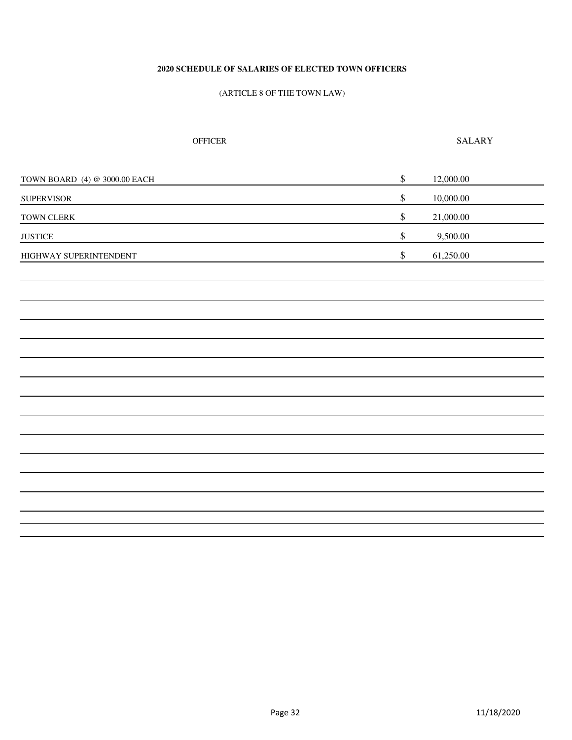**2020 SCHEDULE OF SALARIES OF ELECTED TOWN OFFICERS**

(ARTICLE 8 OF THE TOWN LAW)

| OFFICER | SALARY |
|---|---|
| TOWN BOARD (4) @ 3000.00 EACH | $ 12,000.00 |
| SUPERVISOR | $ 10,000.00 |
| TOWN CLERK | $ 21,000.00 |
| JUSTICE | $ 9,500.00 |
| HIGHWAY SUPERINTENDENT | $ 61,250.00 |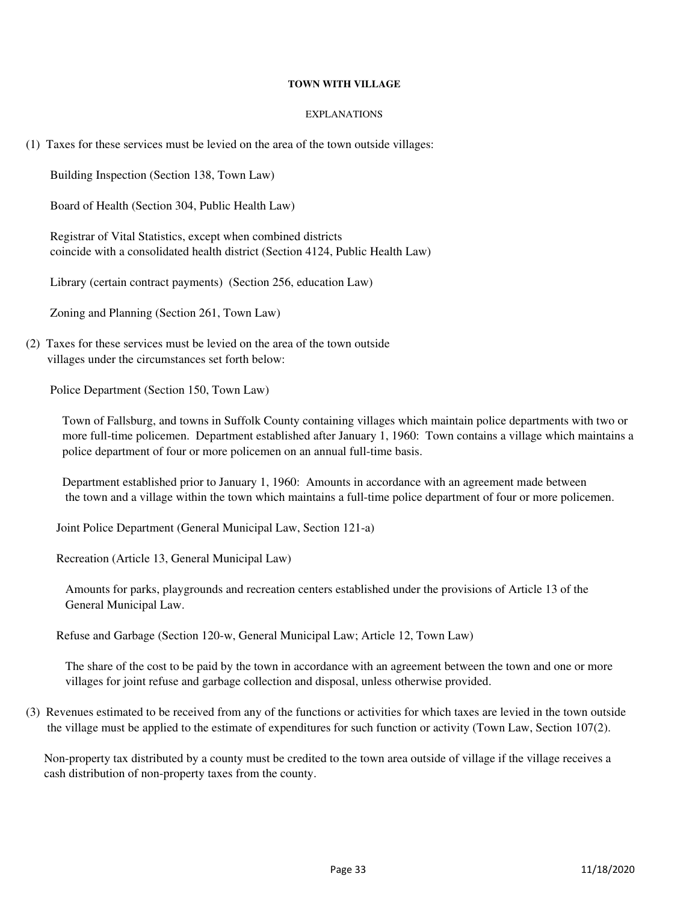## TOWN WITH VILLAGE

### EXPLANATIONS

(1) Taxes for these services must be levied on the area of the town outside villages:

Building Inspection (Section 138, Town Law)

Board of Health (Section 304, Public Health Law)

Registrar of Vital Statistics, except when combined districts coincide with a consolidated health district (Section 4124, Public Health Law)

Library (certain contract payments) (Section 256, education Law)

Zoning and Planning (Section 261, Town Law)

(2) Taxes for these services must be levied on the area of the town outside villages under the circumstances set forth below:

Police Department (Section 150, Town Law)

Town of Fallsburg, and towns in Suffolk County containing villages which maintain police departments with two or more full-time policemen. Department established after January 1, 1960: Town contains a village which maintains a police department of four or more policemen on an annual full-time basis.

Department established prior to January 1, 1960: Amounts in accordance with an agreement made between the town and a village within the town which maintains a full-time police department of four or more policemen.

Joint Police Department (General Municipal Law, Section 121-a)

Recreation (Article 13, General Municipal Law)

Amounts for parks, playgrounds and recreation centers established under the provisions of Article 13 of the General Municipal Law.

Refuse and Garbage (Section 120-w, General Municipal Law; Article 12, Town Law)

The share of the cost to be paid by the town in accordance with an agreement between the town and one or more villages for joint refuse and garbage collection and disposal, unless otherwise provided.

(3) Revenues estimated to be received from any of the functions or activities for which taxes are levied in the town outside the village must be applied to the estimate of expenditures for such function or activity (Town Law, Section 107(2).

Non-property tax distributed by a county must be credited to the town area outside of village if the village receives a cash distribution of non-property taxes from the county.